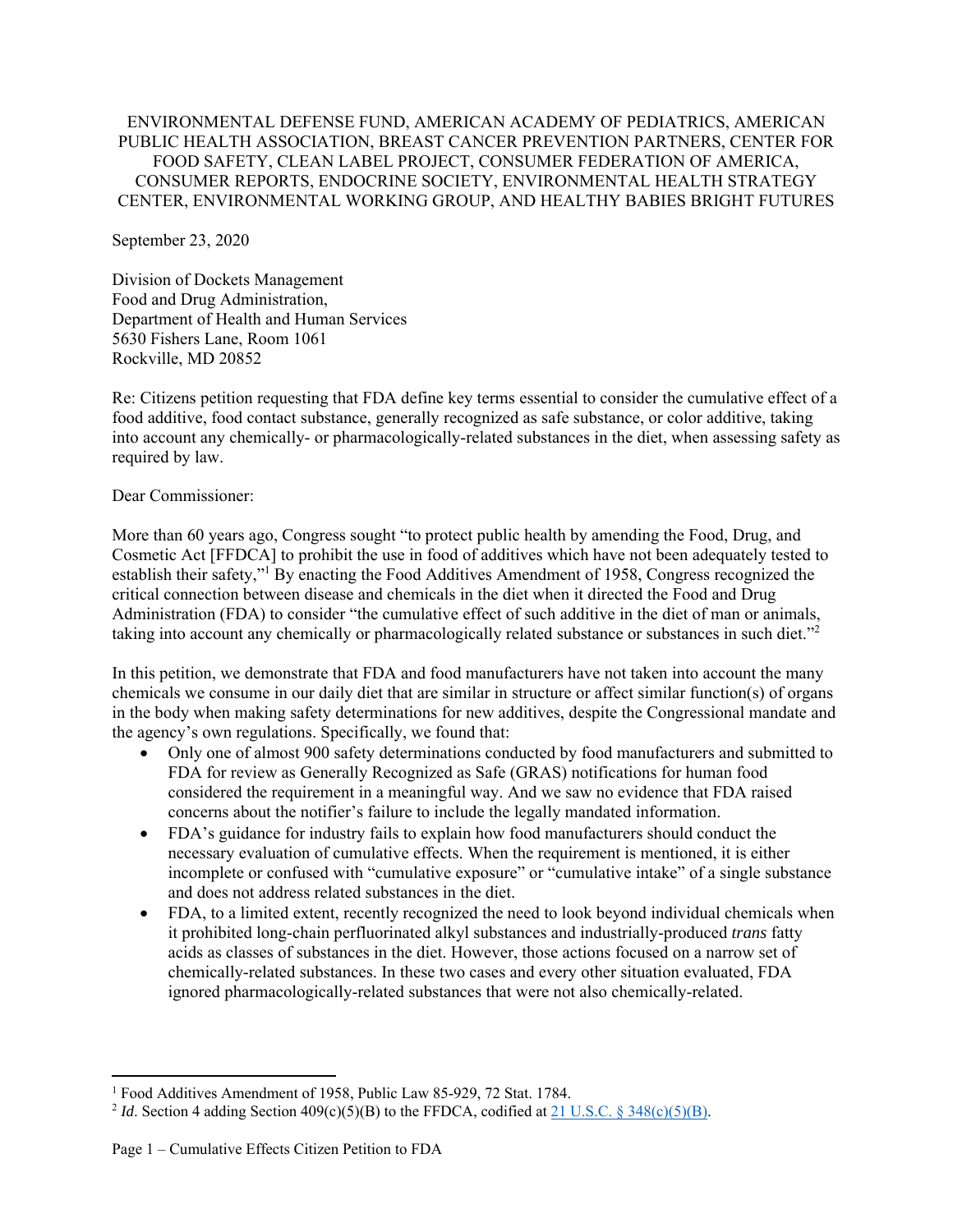ENVIRONMENTAL DEFENSE FUND, AMERICAN ACADEMY OF PEDIATRICS, AMERICAN PUBLIC HEALTH ASSOCIATION, BREAST CANCER PREVENTION PARTNERS, CENTER FOR FOOD SAFETY, CLEAN LABEL PROJECT, CONSUMER FEDERATION OF AMERICA, CONSUMER REPORTS, ENDOCRINE SOCIETY, ENVIRONMENTAL HEALTH STRATEGY CENTER, ENVIRONMENTAL WORKING GROUP, AND HEALTHY BABIES BRIGHT FUTURES

September 23, 2020

Division of Dockets Management
Food and Drug Administration,
Department of Health and Human Services
5630 Fishers Lane, Room 1061
Rockville, MD 20852

Re: Citizens petition requesting that FDA define key terms essential to consider the cumulative effect of a food additive, food contact substance, generally recognized as safe substance, or color additive, taking into account any chemically- or pharmacologically-related substances in the diet, when assessing safety as required by law.

Dear Commissioner:

More than 60 years ago, Congress sought "to protect public health by amending the Food, Drug, and Cosmetic Act [FFDCA] to prohibit the use in food of additives which have not been adequately tested to establish their safety,"[1] By enacting the Food Additives Amendment of 1958, Congress recognized the critical connection between disease and chemicals in the diet when it directed the Food and Drug Administration (FDA) to consider "the cumulative effect of such additive in the diet of man or animals, taking into account any chemically or pharmacologically related substance or substances in such diet."[2]

In this petition, we demonstrate that FDA and food manufacturers have not taken into account the many chemicals we consume in our daily diet that are similar in structure or affect similar function(s) of organs in the body when making safety determinations for new additives, despite the Congressional mandate and the agency's own regulations. Specifically, we found that:

- Only one of almost 900 safety determinations conducted by food manufacturers and submitted to FDA for review as Generally Recognized as Safe (GRAS) notifications for human food considered the requirement in a meaningful way. And we saw no evidence that FDA raised concerns about the notifier's failure to include the legally mandated information.
- FDA's guidance for industry fails to explain how food manufacturers should conduct the necessary evaluation of cumulative effects. When the requirement is mentioned, it is either incomplete or confused with "cumulative exposure" or "cumulative intake" of a single substance and does not address related substances in the diet.
- FDA, to a limited extent, recently recognized the need to look beyond individual chemicals when it prohibited long-chain perfluorinated alkyl substances and industrially-produced *trans* fatty acids as classes of substances in the diet. However, those actions focused on a narrow set of chemically-related substances. In these two cases and every other situation evaluated, FDA ignored pharmacologically-related substances that were not also chemically-related.

---

[1] Food Additives Amendment of 1958, Public Law 85-929, 72 Stat. 1784.

[2] *Id*. Section 4 adding Section 409(c)(5)(B) to the FFDCA, codified at 21 U.S.C. § 348(c)(5)(B).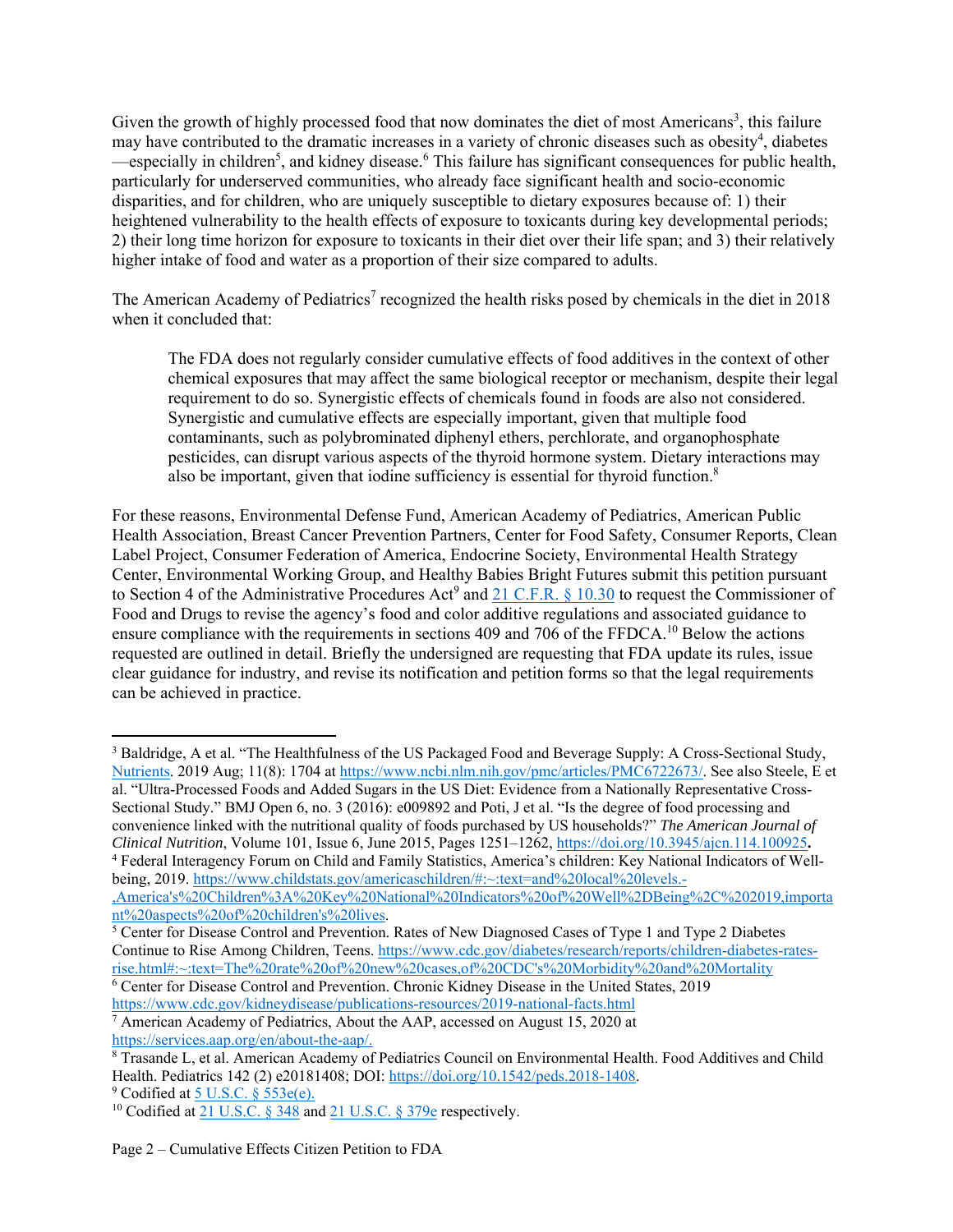Given the growth of highly processed food that now dominates the diet of most Americans[3], this failure may have contributed to the dramatic increases in a variety of chronic diseases such as obesity[4], diabetes —especially in children[5], and kidney disease.[6] This failure has significant consequences for public health, particularly for underserved communities, who already face significant health and socio-economic disparities, and for children, who are uniquely susceptible to dietary exposures because of: 1) their heightened vulnerability to the health effects of exposure to toxicants during key developmental periods; 2) their long time horizon for exposure to toxicants in their diet over their life span; and 3) their relatively higher intake of food and water as a proportion of their size compared to adults.

The American Academy of Pediatrics[7] recognized the health risks posed by chemicals in the diet in 2018 when it concluded that:

> The FDA does not regularly consider cumulative effects of food additives in the context of other chemical exposures that may affect the same biological receptor or mechanism, despite their legal requirement to do so. Synergistic effects of chemicals found in foods are also not considered. Synergistic and cumulative effects are especially important, given that multiple food contaminants, such as polybrominated diphenyl ethers, perchlorate, and organophosphate pesticides, can disrupt various aspects of the thyroid hormone system. Dietary interactions may also be important, given that iodine sufficiency is essential for thyroid function.[8]

For these reasons, Environmental Defense Fund, American Academy of Pediatrics, American Public Health Association, Breast Cancer Prevention Partners, Center for Food Safety, Consumer Reports, Clean Label Project, Consumer Federation of America, Endocrine Society, Environmental Health Strategy Center, Environmental Working Group, and Healthy Babies Bright Futures submit this petition pursuant to Section 4 of the Administrative Procedures Act[9] and 21 C.F.R. § 10.30 to request the Commissioner of Food and Drugs to revise the agency's food and color additive regulations and associated guidance to ensure compliance with the requirements in sections 409 and 706 of the FFDCA.[10] Below the actions requested are outlined in detail. Briefly the undersigned are requesting that FDA update its rules, issue clear guidance for industry, and revise its notification and petition forms so that the legal requirements can be achieved in practice.

---

[3] Baldridge, A et al. "The Healthfulness of the US Packaged Food and Beverage Supply: A Cross-Sectional Study, Nutrients. 2019 Aug; 11(8): 1704 at https://www.ncbi.nlm.nih.gov/pmc/articles/PMC6722673/. See also Steele, E et al. "Ultra-Processed Foods and Added Sugars in the US Diet: Evidence from a Nationally Representative Cross-Sectional Study." BMJ Open 6, no. 3 (2016): e009892 and Poti, J et al. "Is the degree of food processing and convenience linked with the nutritional quality of foods purchased by US households?" *The American Journal of Clinical Nutrition*, Volume 101, Issue 6, June 2015, Pages 1251–1262, https://doi.org/10.3945/ajcn.114.100925**.**

[4] Federal Interagency Forum on Child and Family Statistics, America's children: Key National Indicators of Well-being, 2019. https://www.childstats.gov/americaschildren/#:~:text=and%20local%20levels.-,America's%20Children%3A%20Key%20National%20Indicators%20of%20Well%2DBeing%2C%202019,important%20aspects%20of%20children's%20lives.

[5] Center for Disease Control and Prevention. Rates of New Diagnosed Cases of Type 1 and Type 2 Diabetes Continue to Rise Among Children, Teens. https://www.cdc.gov/diabetes/research/reports/children-diabetes-rates-rise.html#:~:text=The%20rate%20of%20new%20cases,of%20CDC's%20Morbidity%20and%20Mortality

[6] Center for Disease Control and Prevention. Chronic Kidney Disease in the United States, 2019 https://www.cdc.gov/kidneydisease/publications-resources/2019-national-facts.html

[7] American Academy of Pediatrics, About the AAP, accessed on August 15, 2020 at https://services.aap.org/en/about-the-aap/.

[8] Trasande L, et al. American Academy of Pediatrics Council on Environmental Health. Food Additives and Child Health. Pediatrics 142 (2) e20181408; DOI: https://doi.org/10.1542/peds.2018-1408.

[9] Codified at 5 U.S.C. § 553e(e).

[10] Codified at 21 U.S.C. § 348 and 21 U.S.C. § 379e respectively.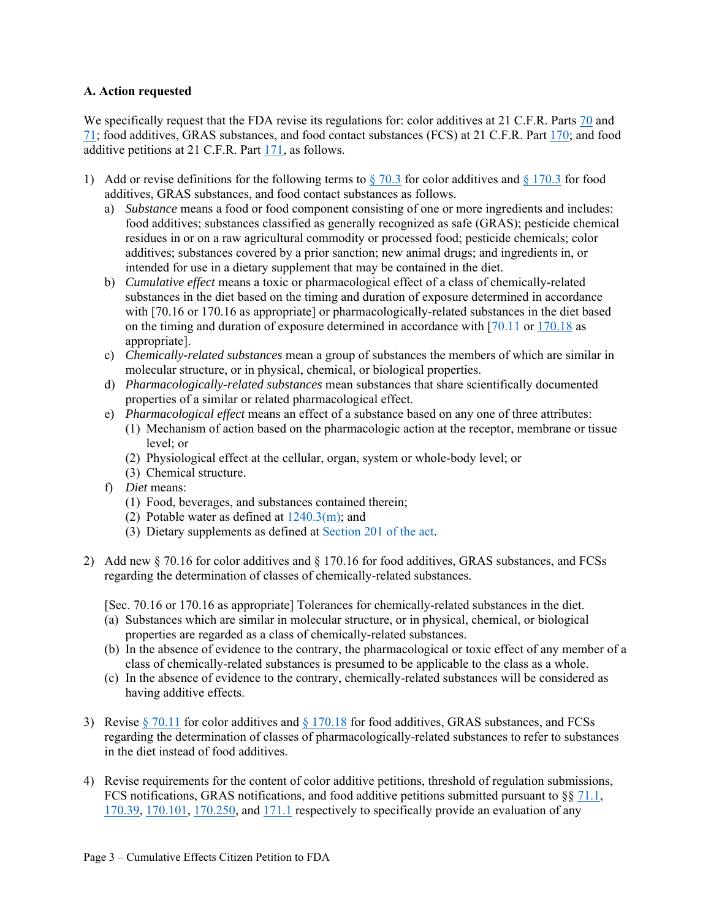**A. Action requested**

We specifically request that the FDA revise its regulations for: color additives at 21 C.F.R. Parts 70 and 71; food additives, GRAS substances, and food contact substances (FCS) at 21 C.F.R. Part 170; and food additive petitions at 21 C.F.R. Part 171, as follows.

1) Add or revise definitions for the following terms to § 70.3 for color additives and § 170.3 for food additives, GRAS substances, and food contact substances as follows.
   a) *Substance* means a food or food component consisting of one or more ingredients and includes: food additives; substances classified as generally recognized as safe (GRAS); pesticide chemical residues in or on a raw agricultural commodity or processed food; pesticide chemicals; color additives; substances covered by a prior sanction; new animal drugs; and ingredients in, or intended for use in a dietary supplement that may be contained in the diet.
   b) *Cumulative effect* means a toxic or pharmacological effect of a class of chemically-related substances in the diet based on the timing and duration of exposure determined in accordance with [70.16 or 170.16 as appropriate] or pharmacologically-related substances in the diet based on the timing and duration of exposure determined in accordance with [70.11 or 170.18 as appropriate].
   c) *Chemically-related substances* mean a group of substances the members of which are similar in molecular structure, or in physical, chemical, or biological properties.
   d) *Pharmacologically-related substances* mean substances that share scientifically documented properties of a similar or related pharmacological effect.
   e) *Pharmacological effect* means an effect of a substance based on any one of three attributes:
      (1) Mechanism of action based on the pharmacologic action at the receptor, membrane or tissue level; or
      (2) Physiological effect at the cellular, organ, system or whole-body level; or
      (3) Chemical structure.
   f) *Diet* means:
      (1) Food, beverages, and substances contained therein;
      (2) Potable water as defined at 1240.3(m); and
      (3) Dietary supplements as defined at Section 201 of the act.

2) Add new § 70.16 for color additives and § 170.16 for food additives, GRAS substances, and FCSs regarding the determination of classes of chemically-related substances.

   [Sec. 70.16 or 170.16 as appropriate] Tolerances for chemically-related substances in the diet.
   (a) Substances which are similar in molecular structure, or in physical, chemical, or biological properties are regarded as a class of chemically-related substances.
   (b) In the absence of evidence to the contrary, the pharmacological or toxic effect of any member of a class of chemically-related substances is presumed to be applicable to the class as a whole.
   (c) In the absence of evidence to the contrary, chemically-related substances will be considered as having additive effects.

3) Revise § 70.11 for color additives and § 170.18 for food additives, GRAS substances, and FCSs regarding the determination of classes of pharmacologically-related substances to refer to substances in the diet instead of food additives.

4) Revise requirements for the content of color additive petitions, threshold of regulation submissions, FCS notifications, GRAS notifications, and food additive petitions submitted pursuant to §§ 71.1, 170.39, 170.101, 170.250, and 171.1 respectively to specifically provide an evaluation of any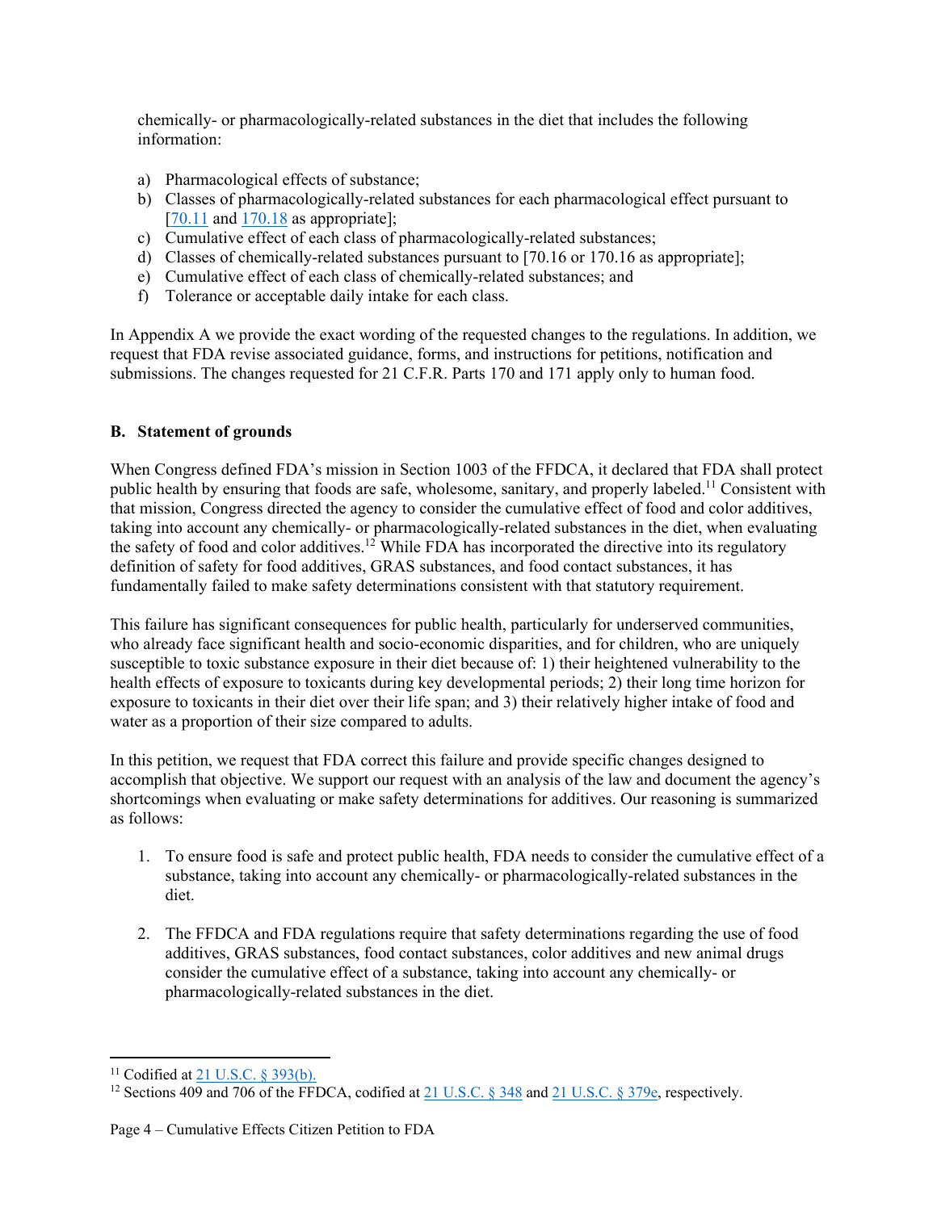chemically- or pharmacologically-related substances in the diet that includes the following information:

a) Pharmacological effects of substance;
b) Classes of pharmacologically-related substances for each pharmacological effect pursuant to [70.11 and 170.18 as appropriate];
c) Cumulative effect of each class of pharmacologically-related substances;
d) Classes of chemically-related substances pursuant to [70.16 or 170.16 as appropriate];
e) Cumulative effect of each class of chemically-related substances; and
f) Tolerance or acceptable daily intake for each class.

In Appendix A we provide the exact wording of the requested changes to the regulations. In addition, we request that FDA revise associated guidance, forms, and instructions for petitions, notification and submissions. The changes requested for 21 C.F.R. Parts 170 and 171 apply only to human food.

### B. Statement of grounds

When Congress defined FDA's mission in Section 1003 of the FFDCA, it declared that FDA shall protect public health by ensuring that foods are safe, wholesome, sanitary, and properly labeled.[11] Consistent with that mission, Congress directed the agency to consider the cumulative effect of food and color additives, taking into account any chemically- or pharmacologically-related substances in the diet, when evaluating the safety of food and color additives.[12] While FDA has incorporated the directive into its regulatory definition of safety for food additives, GRAS substances, and food contact substances, it has fundamentally failed to make safety determinations consistent with that statutory requirement.

This failure has significant consequences for public health, particularly for underserved communities, who already face significant health and socio-economic disparities, and for children, who are uniquely susceptible to toxic substance exposure in their diet because of: 1) their heightened vulnerability to the health effects of exposure to toxicants during key developmental periods; 2) their long time horizon for exposure to toxicants in their diet over their life span; and 3) their relatively higher intake of food and water as a proportion of their size compared to adults.

In this petition, we request that FDA correct this failure and provide specific changes designed to accomplish that objective. We support our request with an analysis of the law and document the agency's shortcomings when evaluating or make safety determinations for additives. Our reasoning is summarized as follows:

1. To ensure food is safe and protect public health, FDA needs to consider the cumulative effect of a substance, taking into account any chemically- or pharmacologically-related substances in the diet.

2. The FFDCA and FDA regulations require that safety determinations regarding the use of food additives, GRAS substances, food contact substances, color additives and new animal drugs consider the cumulative effect of a substance, taking into account any chemically- or pharmacologically-related substances in the diet.

---

[11] Codified at 21 U.S.C. § 393(b).

[12] Sections 409 and 706 of the FFDCA, codified at 21 U.S.C. § 348 and 21 U.S.C. § 379e, respectively.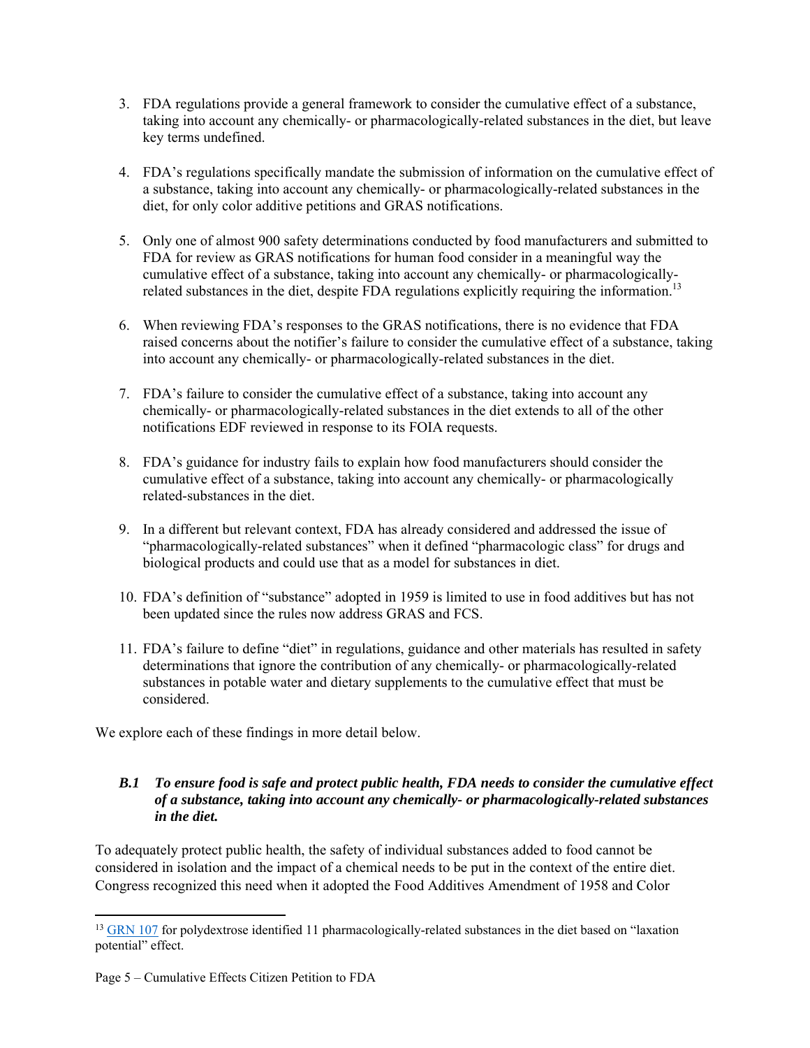3. FDA regulations provide a general framework to consider the cumulative effect of a substance, taking into account any chemically- or pharmacologically-related substances in the diet, but leave key terms undefined.

4. FDA's regulations specifically mandate the submission of information on the cumulative effect of a substance, taking into account any chemically- or pharmacologically-related substances in the diet, for only color additive petitions and GRAS notifications.

5. Only one of almost 900 safety determinations conducted by food manufacturers and submitted to FDA for review as GRAS notifications for human food consider in a meaningful way the cumulative effect of a substance, taking into account any chemically- or pharmacologically-related substances in the diet, despite FDA regulations explicitly requiring the information.[13]

6. When reviewing FDA's responses to the GRAS notifications, there is no evidence that FDA raised concerns about the notifier's failure to consider the cumulative effect of a substance, taking into account any chemically- or pharmacologically-related substances in the diet.

7. FDA's failure to consider the cumulative effect of a substance, taking into account any chemically- or pharmacologically-related substances in the diet extends to all of the other notifications EDF reviewed in response to its FOIA requests.

8. FDA's guidance for industry fails to explain how food manufacturers should consider the cumulative effect of a substance, taking into account any chemically- or pharmacologically related-substances in the diet.

9. In a different but relevant context, FDA has already considered and addressed the issue of "pharmacologically-related substances" when it defined "pharmacologic class" for drugs and biological products and could use that as a model for substances in diet.

10. FDA's definition of "substance" adopted in 1959 is limited to use in food additives but has not been updated since the rules now address GRAS and FCS.

11. FDA's failure to define "diet" in regulations, guidance and other materials has resulted in safety determinations that ignore the contribution of any chemically- or pharmacologically-related substances in potable water and dietary supplements to the cumulative effect that must be considered.

We explore each of these findings in more detail below.

### *B.1 To ensure food is safe and protect public health, FDA needs to consider the cumulative effect of a substance, taking into account any chemically- or pharmacologically-related substances in the diet.*

To adequately protect public health, the safety of individual substances added to food cannot be considered in isolation and the impact of a chemical needs to be put in the context of the entire diet. Congress recognized this need when it adopted the Food Additives Amendment of 1958 and Color

---

[13] GRN 107 for polydextrose identified 11 pharmacologically-related substances in the diet based on "laxation potential" effect.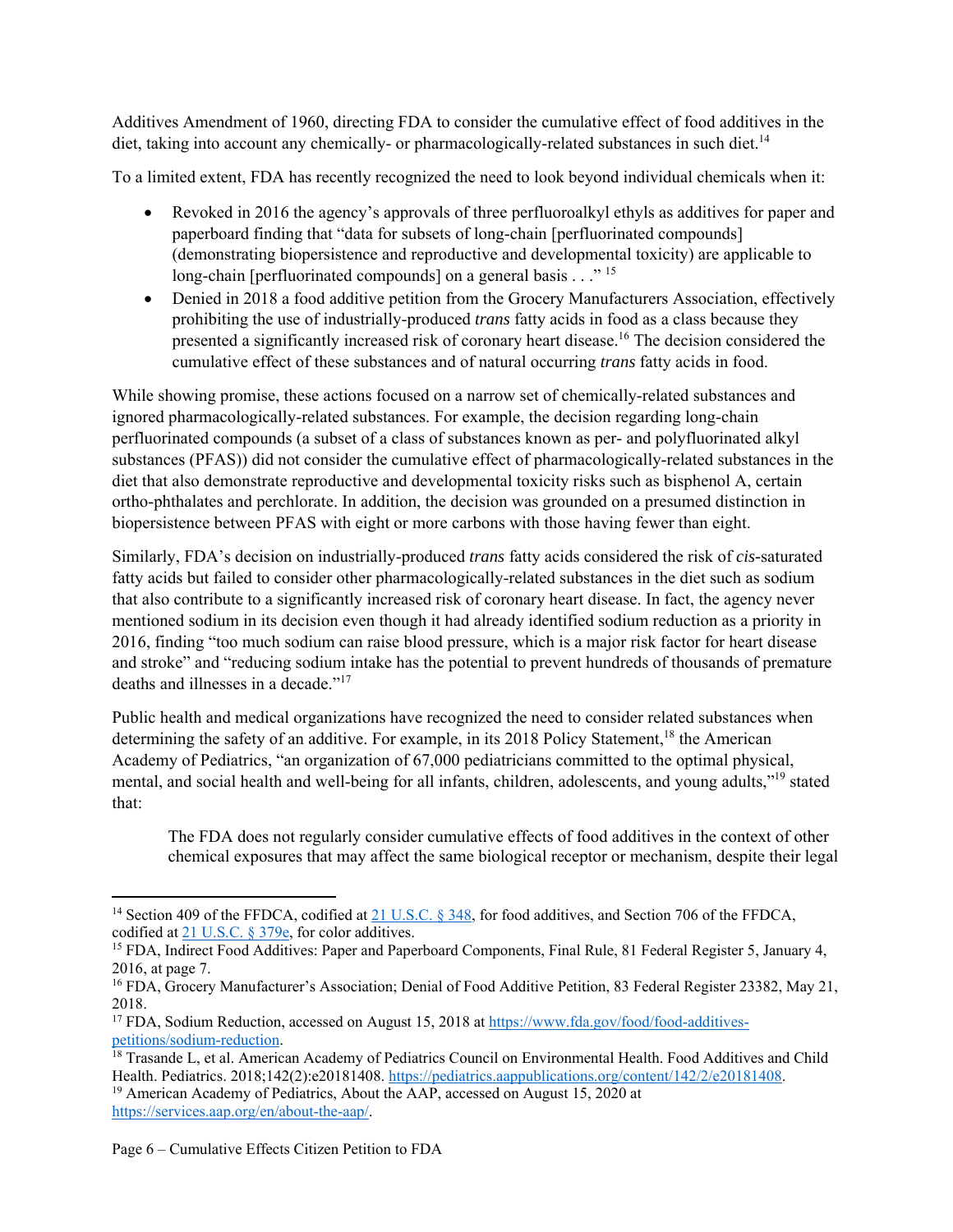Additives Amendment of 1960, directing FDA to consider the cumulative effect of food additives in the diet, taking into account any chemically- or pharmacologically-related substances in such diet.[14]

To a limited extent, FDA has recently recognized the need to look beyond individual chemicals when it:

- Revoked in 2016 the agency's approvals of three perfluoroalkyl ethyls as additives for paper and paperboard finding that "data for subsets of long-chain [perfluorinated compounds] (demonstrating biopersistence and reproductive and developmental toxicity) are applicable to long-chain [perfluorinated compounds] on a general basis . . ." [15]
- Denied in 2018 a food additive petition from the Grocery Manufacturers Association, effectively prohibiting the use of industrially-produced *trans* fatty acids in food as a class because they presented a significantly increased risk of coronary heart disease.[16] The decision considered the cumulative effect of these substances and of natural occurring *trans* fatty acids in food.

While showing promise, these actions focused on a narrow set of chemically-related substances and ignored pharmacologically-related substances. For example, the decision regarding long-chain perfluorinated compounds (a subset of a class of substances known as per- and polyfluorinated alkyl substances (PFAS)) did not consider the cumulative effect of pharmacologically-related substances in the diet that also demonstrate reproductive and developmental toxicity risks such as bisphenol A, certain ortho-phthalates and perchlorate. In addition, the decision was grounded on a presumed distinction in biopersistence between PFAS with eight or more carbons with those having fewer than eight.

Similarly, FDA's decision on industrially-produced *trans* fatty acids considered the risk of *cis*-saturated fatty acids but failed to consider other pharmacologically-related substances in the diet such as sodium that also contribute to a significantly increased risk of coronary heart disease. In fact, the agency never mentioned sodium in its decision even though it had already identified sodium reduction as a priority in 2016, finding "too much sodium can raise blood pressure, which is a major risk factor for heart disease and stroke" and "reducing sodium intake has the potential to prevent hundreds of thousands of premature deaths and illnesses in a decade."[17]

Public health and medical organizations have recognized the need to consider related substances when determining the safety of an additive. For example, in its 2018 Policy Statement,[18] the American Academy of Pediatrics, "an organization of 67,000 pediatricians committed to the optimal physical, mental, and social health and well-being for all infants, children, adolescents, and young adults,"[19] stated that:

> The FDA does not regularly consider cumulative effects of food additives in the context of other chemical exposures that may affect the same biological receptor or mechanism, despite their legal

---

[14] Section 409 of the FFDCA, codified at 21 U.S.C. § 348, for food additives, and Section 706 of the FFDCA, codified at 21 U.S.C. § 379e, for color additives.

[15] FDA, Indirect Food Additives: Paper and Paperboard Components, Final Rule, 81 Federal Register 5, January 4, 2016, at page 7.

[16] FDA, Grocery Manufacturer's Association; Denial of Food Additive Petition, 83 Federal Register 23382, May 21, 2018.

[17] FDA, Sodium Reduction, accessed on August 15, 2018 at https://www.fda.gov/food/food-additives-petitions/sodium-reduction.

[18] Trasande L, et al. American Academy of Pediatrics Council on Environmental Health. Food Additives and Child Health. Pediatrics. 2018;142(2):e20181408. https://pediatrics.aappublications.org/content/142/2/e20181408.

[19] American Academy of Pediatrics, About the AAP, accessed on August 15, 2020 at https://services.aap.org/en/about-the-aap/.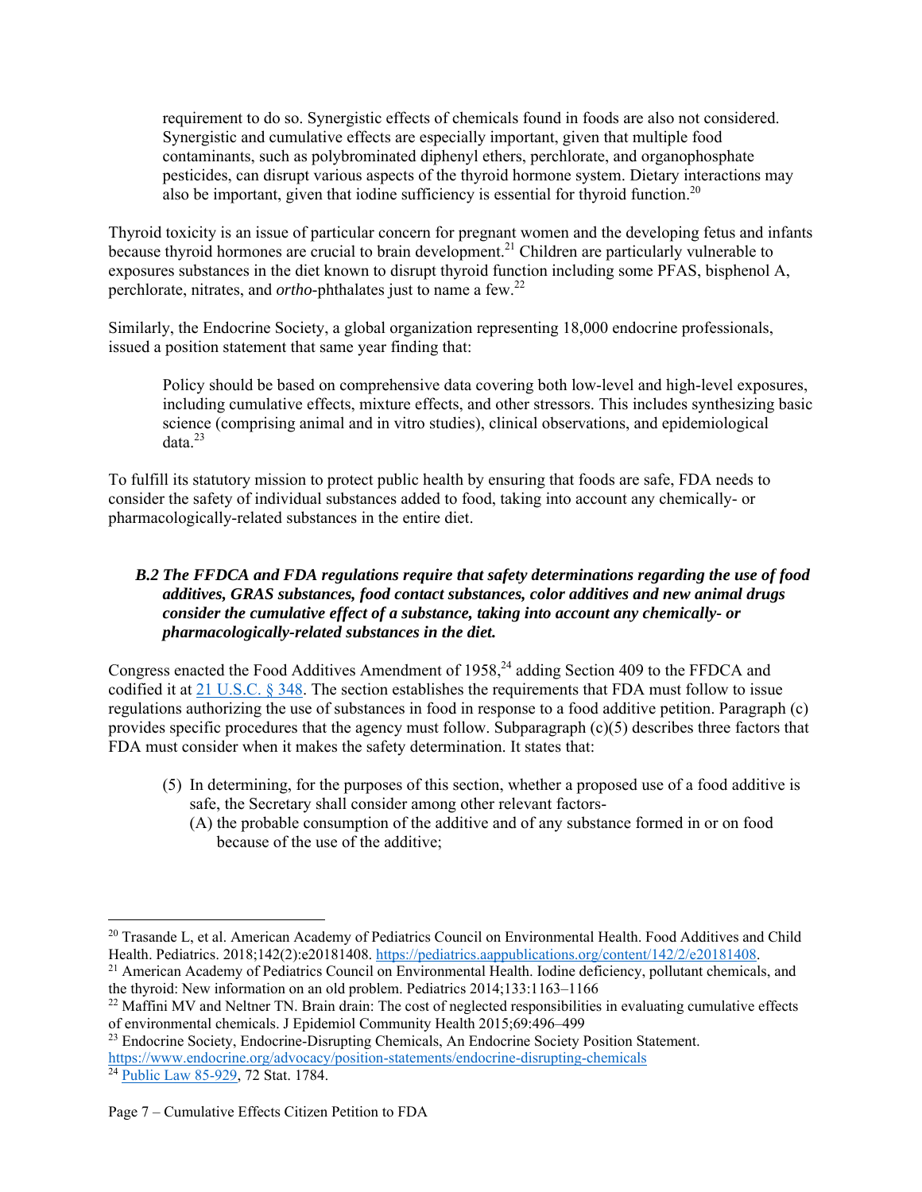> requirement to do so. Synergistic effects of chemicals found in foods are also not considered. Synergistic and cumulative effects are especially important, given that multiple food contaminants, such as polybrominated diphenyl ethers, perchlorate, and organophosphate pesticides, can disrupt various aspects of the thyroid hormone system. Dietary interactions may also be important, given that iodine sufficiency is essential for thyroid function.[20]

Thyroid toxicity is an issue of particular concern for pregnant women and the developing fetus and infants because thyroid hormones are crucial to brain development.[21] Children are particularly vulnerable to exposures substances in the diet known to disrupt thyroid function including some PFAS, bisphenol A, perchlorate, nitrates, and *ortho*-phthalates just to name a few.[22]

Similarly, the Endocrine Society, a global organization representing 18,000 endocrine professionals, issued a position statement that same year finding that:

> Policy should be based on comprehensive data covering both low-level and high-level exposures, including cumulative effects, mixture effects, and other stressors. This includes synthesizing basic science (comprising animal and in vitro studies), clinical observations, and epidemiological data.[23]

To fulfill its statutory mission to protect public health by ensuring that foods are safe, FDA needs to consider the safety of individual substances added to food, taking into account any chemically- or pharmacologically-related substances in the entire diet.

### *B.2 The FFDCA and FDA regulations require that safety determinations regarding the use of food additives, GRAS substances, food contact substances, color additives and new animal drugs consider the cumulative effect of a substance, taking into account any chemically- or pharmacologically-related substances in the diet.*

Congress enacted the Food Additives Amendment of 1958,[24] adding Section 409 to the FFDCA and codified it at 21 U.S.C. § 348. The section establishes the requirements that FDA must follow to issue regulations authorizing the use of substances in food in response to a food additive petition. Paragraph (c) provides specific procedures that the agency must follow. Subparagraph (c)(5) describes three factors that FDA must consider when it makes the safety determination. It states that:

> (5) In determining, for the purposes of this section, whether a proposed use of a food additive is safe, the Secretary shall consider among other relevant factors-
> (A) the probable consumption of the additive and of any substance formed in or on food because of the use of the additive;

---

[20] Trasande L, et al. American Academy of Pediatrics Council on Environmental Health. Food Additives and Child Health. Pediatrics. 2018;142(2):e20181408. https://pediatrics.aappublications.org/content/142/2/e20181408.

[21] American Academy of Pediatrics Council on Environmental Health. Iodine deficiency, pollutant chemicals, and the thyroid: New information on an old problem. Pediatrics 2014;133:1163–1166

[22] Maffini MV and Neltner TN. Brain drain: The cost of neglected responsibilities in evaluating cumulative effects of environmental chemicals. J Epidemiol Community Health 2015;69:496–499

[23] Endocrine Society, Endocrine-Disrupting Chemicals, An Endocrine Society Position Statement. https://www.endocrine.org/advocacy/position-statements/endocrine-disrupting-chemicals

[24] Public Law 85-929, 72 Stat. 1784.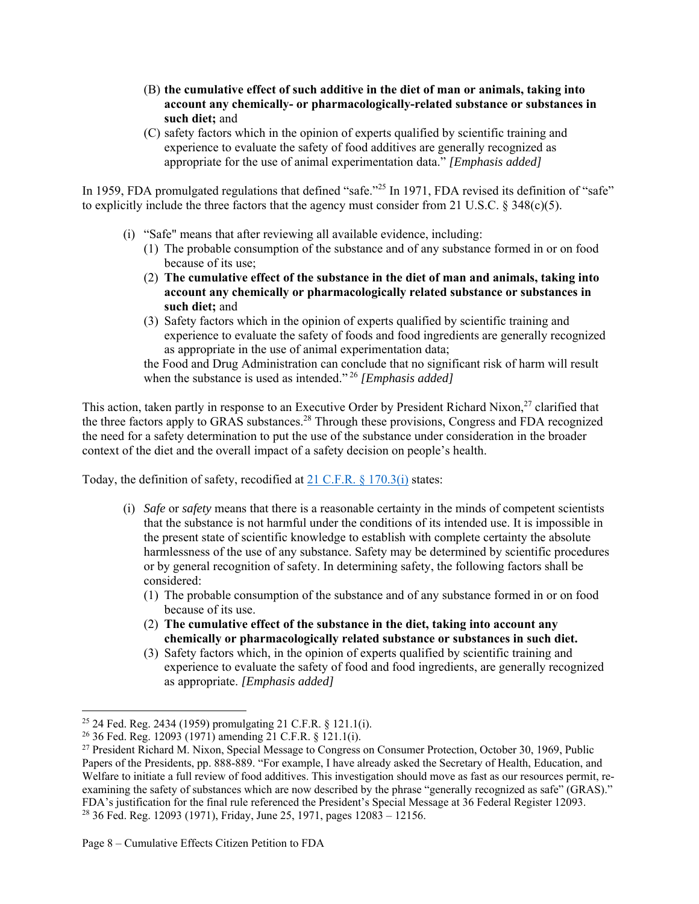(B) **the cumulative effect of such additive in the diet of man or animals, taking into account any chemically- or pharmacologically-related substance or substances in such diet;** and

(C) safety factors which in the opinion of experts qualified by scientific training and experience to evaluate the safety of food additives are generally recognized as appropriate for the use of animal experimentation data." *[Emphasis added]*

In 1959, FDA promulgated regulations that defined "safe."[25] In 1971, FDA revised its definition of "safe" to explicitly include the three factors that the agency must consider from 21 U.S.C. § 348(c)(5).

(i) "Safe" means that after reviewing all available evidence, including:

(1) The probable consumption of the substance and of any substance formed in or on food because of its use;

(2) **The cumulative effect of the substance in the diet of man and animals, taking into account any chemically or pharmacologically related substance or substances in such diet;** and

(3) Safety factors which in the opinion of experts qualified by scientific training and experience to evaluate the safety of foods and food ingredients are generally recognized as appropriate in the use of animal experimentation data;

the Food and Drug Administration can conclude that no significant risk of harm will result when the substance is used as intended."[26] *[Emphasis added]*

This action, taken partly in response to an Executive Order by President Richard Nixon,[27] clarified that the three factors apply to GRAS substances.[28] Through these provisions, Congress and FDA recognized the need for a safety determination to put the use of the substance under consideration in the broader context of the diet and the overall impact of a safety decision on people's health.

Today, the definition of safety, recodified at 21 C.F.R. § 170.3(i) states:

(i) *Safe* or *safety* means that there is a reasonable certainty in the minds of competent scientists that the substance is not harmful under the conditions of its intended use. It is impossible in the present state of scientific knowledge to establish with complete certainty the absolute harmlessness of the use of any substance. Safety may be determined by scientific procedures or by general recognition of safety. In determining safety, the following factors shall be considered:

(1) The probable consumption of the substance and of any substance formed in or on food because of its use.

(2) **The cumulative effect of the substance in the diet, taking into account any chemically or pharmacologically related substance or substances in such diet.**

(3) Safety factors which, in the opinion of experts qualified by scientific training and experience to evaluate the safety of food and food ingredients, are generally recognized as appropriate. *[Emphasis added]*

---

[25] 24 Fed. Reg. 2434 (1959) promulgating 21 C.F.R. § 121.1(i).

[26] 36 Fed. Reg. 12093 (1971) amending 21 C.F.R. § 121.1(i).

[27] President Richard M. Nixon, Special Message to Congress on Consumer Protection, October 30, 1969, Public Papers of the Presidents, pp. 888-889. "For example, I have already asked the Secretary of Health, Education, and Welfare to initiate a full review of food additives. This investigation should move as fast as our resources permit, re-examining the safety of substances which are now described by the phrase "generally recognized as safe" (GRAS)." FDA's justification for the final rule referenced the President's Special Message at 36 Federal Register 12093.

[28] 36 Fed. Reg. 12093 (1971), Friday, June 25, 1971, pages 12083 – 12156.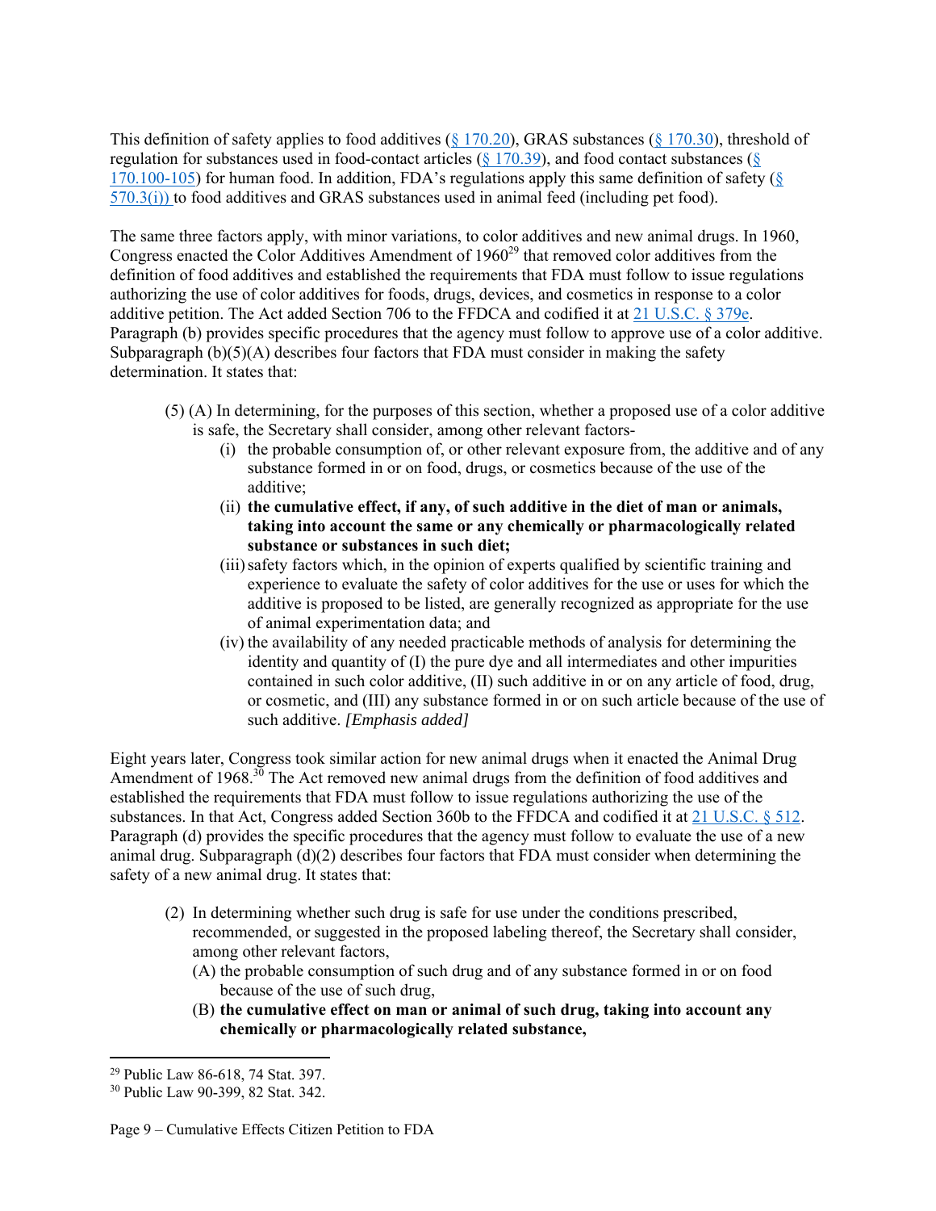This definition of safety applies to food additives (§ 170.20), GRAS substances (§ 170.30), threshold of regulation for substances used in food-contact articles (§ 170.39), and food contact substances (§ 170.100-105) for human food. In addition, FDA's regulations apply this same definition of safety (§ 570.3(i)) to food additives and GRAS substances used in animal feed (including pet food).

The same three factors apply, with minor variations, to color additives and new animal drugs. In 1960, Congress enacted the Color Additives Amendment of 1960[29] that removed color additives from the definition of food additives and established the requirements that FDA must follow to issue regulations authorizing the use of color additives for foods, drugs, devices, and cosmetics in response to a color additive petition. The Act added Section 706 to the FFDCA and codified it at 21 U.S.C. § 379e. Paragraph (b) provides specific procedures that the agency must follow to approve use of a color additive. Subparagraph (b)(5)(A) describes four factors that FDA must consider in making the safety determination. It states that:

> (5) (A) In determining, for the purposes of this section, whether a proposed use of a color additive is safe, the Secretary shall consider, among other relevant factors-
>
> (i) the probable consumption of, or other relevant exposure from, the additive and of any substance formed in or on food, drugs, or cosmetics because of the use of the additive;
>
> (ii) **the cumulative effect, if any, of such additive in the diet of man or animals, taking into account the same or any chemically or pharmacologically related substance or substances in such diet;**
>
> (iii) safety factors which, in the opinion of experts qualified by scientific training and experience to evaluate the safety of color additives for the use or uses for which the additive is proposed to be listed, are generally recognized as appropriate for the use of animal experimentation data; and
>
> (iv) the availability of any needed practicable methods of analysis for determining the identity and quantity of (I) the pure dye and all intermediates and other impurities contained in such color additive, (II) such additive in or on any article of food, drug, or cosmetic, and (III) any substance formed in or on such article because of the use of such additive. *[Emphasis added]*

Eight years later, Congress took similar action for new animal drugs when it enacted the Animal Drug Amendment of 1968.[30] The Act removed new animal drugs from the definition of food additives and established the requirements that FDA must follow to issue regulations authorizing the use of the substances. In that Act, Congress added Section 360b to the FFDCA and codified it at 21 U.S.C. § 512. Paragraph (d) provides the specific procedures that the agency must follow to evaluate the use of a new animal drug. Subparagraph (d)(2) describes four factors that FDA must consider when determining the safety of a new animal drug. It states that:

> (2) In determining whether such drug is safe for use under the conditions prescribed, recommended, or suggested in the proposed labeling thereof, the Secretary shall consider, among other relevant factors,
>
> (A) the probable consumption of such drug and of any substance formed in or on food because of the use of such drug,
>
> (B) **the cumulative effect on man or animal of such drug, taking into account any chemically or pharmacologically related substance,**

---

[29] Public Law 86-618, 74 Stat. 397.

[30] Public Law 90-399, 82 Stat. 342.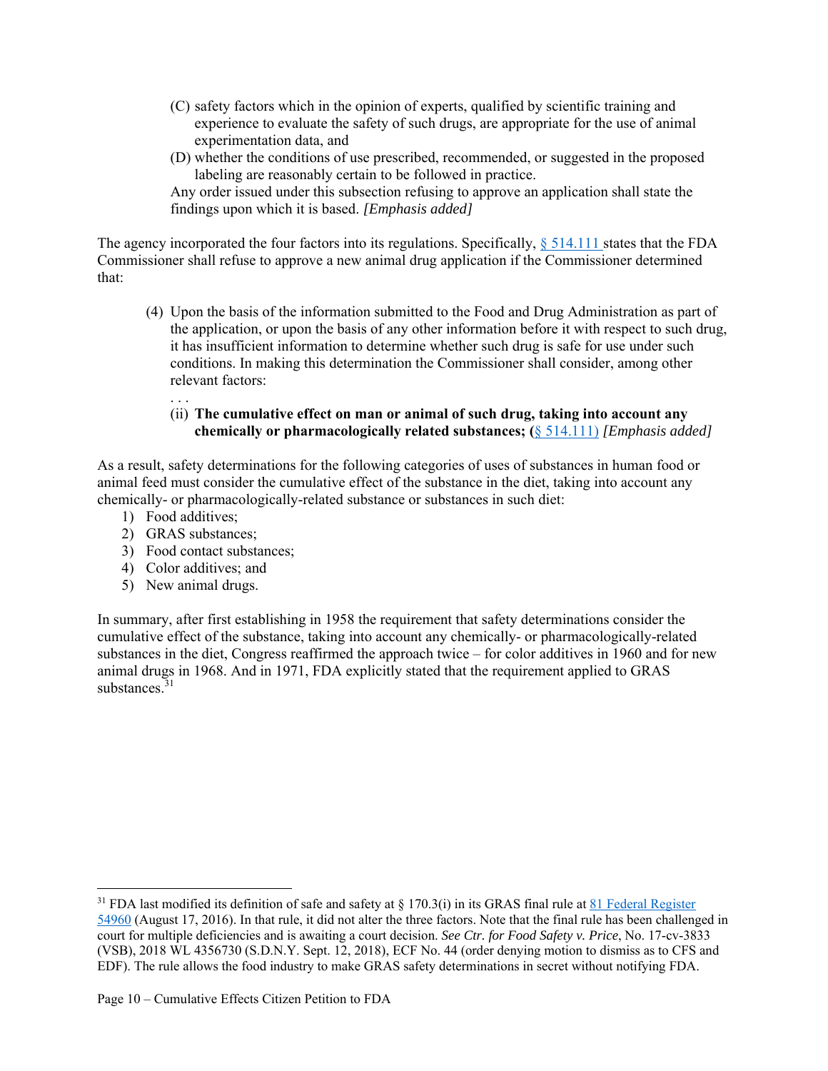> (C) safety factors which in the opinion of experts, qualified by scientific training and experience to evaluate the safety of such drugs, are appropriate for the use of animal experimentation data, and
>
> (D) whether the conditions of use prescribed, recommended, or suggested in the proposed labeling are reasonably certain to be followed in practice.
>
> Any order issued under this subsection refusing to approve an application shall state the findings upon which it is based. *[Emphasis added]*

The agency incorporated the four factors into its regulations. Specifically, § 514.111 states that the FDA Commissioner shall refuse to approve a new animal drug application if the Commissioner determined that:

> (4) Upon the basis of the information submitted to the Food and Drug Administration as part of the application, or upon the basis of any other information before it with respect to such drug, it has insufficient information to determine whether such drug is safe for use under such conditions. In making this determination the Commissioner shall consider, among other relevant factors:
>
> . . .
>
> (ii) **The cumulative effect on man or animal of such drug, taking into account any chemically or pharmacologically related substances; (**§ 514.111) *[Emphasis added]*

As a result, safety determinations for the following categories of uses of substances in human food or animal feed must consider the cumulative effect of the substance in the diet, taking into account any chemically- or pharmacologically-related substance or substances in such diet:

1) Food additives;
2) GRAS substances;
3) Food contact substances;
4) Color additives; and
5) New animal drugs.

In summary, after first establishing in 1958 the requirement that safety determinations consider the cumulative effect of the substance, taking into account any chemically- or pharmacologically-related substances in the diet, Congress reaffirmed the approach twice – for color additives in 1960 and for new animal drugs in 1968. And in 1971, FDA explicitly stated that the requirement applied to GRAS substances.[31]

---

[31] FDA last modified its definition of safe and safety at § 170.3(i) in its GRAS final rule at 81 Federal Register 54960 (August 17, 2016). In that rule, it did not alter the three factors. Note that the final rule has been challenged in court for multiple deficiencies and is awaiting a court decision. *See Ctr. for Food Safety v. Price*, No. 17-cv-3833 (VSB), 2018 WL 4356730 (S.D.N.Y. Sept. 12, 2018), ECF No. 44 (order denying motion to dismiss as to CFS and EDF). The rule allows the food industry to make GRAS safety determinations in secret without notifying FDA.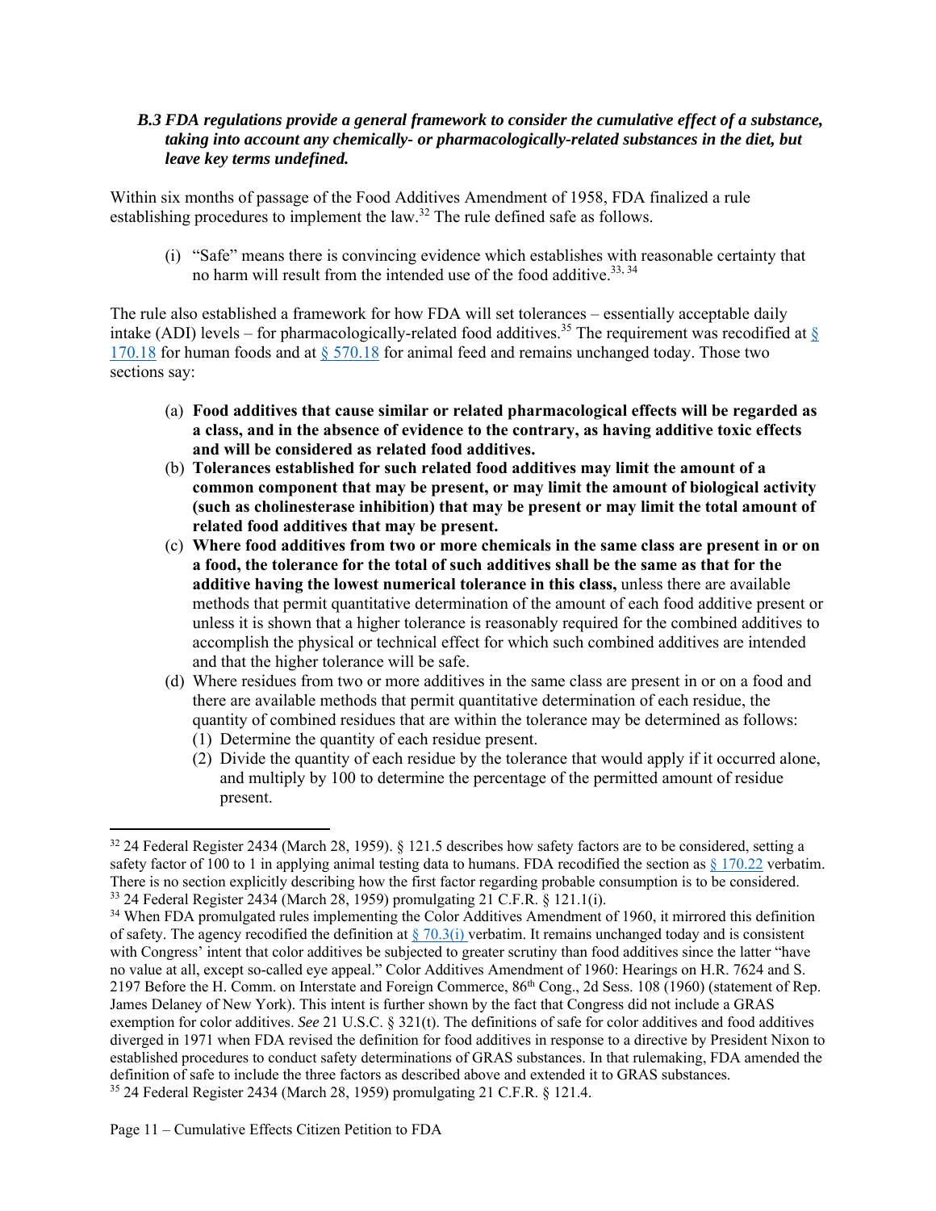### *B.3 FDA regulations provide a general framework to consider the cumulative effect of a substance, taking into account any chemically- or pharmacologically-related substances in the diet, but leave key terms undefined.*

Within six months of passage of the Food Additives Amendment of 1958, FDA finalized a rule establishing procedures to implement the law.[32] The rule defined safe as follows.

> (i) "Safe" means there is convincing evidence which establishes with reasonable certainty that no harm will result from the intended use of the food additive.[33, 34]

The rule also established a framework for how FDA will set tolerances – essentially acceptable daily intake (ADI) levels – for pharmacologically-related food additives.[35] The requirement was recodified at § 170.18 for human foods and at § 570.18 for animal feed and remains unchanged today. Those two sections say:

> (a) **Food additives that cause similar or related pharmacological effects will be regarded as a class, and in the absence of evidence to the contrary, as having additive toxic effects and will be considered as related food additives.**
>
> (b) **Tolerances established for such related food additives may limit the amount of a common component that may be present, or may limit the amount of biological activity (such as cholinesterase inhibition) that may be present or may limit the total amount of related food additives that may be present.**
>
> (c) **Where food additives from two or more chemicals in the same class are present in or on a food, the tolerance for the total of such additives shall be the same as that for the additive having the lowest numerical tolerance in this class,** unless there are available methods that permit quantitative determination of the amount of each food additive present or unless it is shown that a higher tolerance is reasonably required for the combined additives to accomplish the physical or technical effect for which such combined additives are intended and that the higher tolerance will be safe.
>
> (d) Where residues from two or more additives in the same class are present in or on a food and there are available methods that permit quantitative determination of each residue, the quantity of combined residues that are within the tolerance may be determined as follows:
>
> (1) Determine the quantity of each residue present.
>
> (2) Divide the quantity of each residue by the tolerance that would apply if it occurred alone, and multiply by 100 to determine the percentage of the permitted amount of residue present.

---

[32] 24 Federal Register 2434 (March 28, 1959). § 121.5 describes how safety factors are to be considered, setting a safety factor of 100 to 1 in applying animal testing data to humans. FDA recodified the section as § 170.22 verbatim. There is no section explicitly describing how the first factor regarding probable consumption is to be considered.

[33] 24 Federal Register 2434 (March 28, 1959) promulgating 21 C.F.R. § 121.1(i).

[34] When FDA promulgated rules implementing the Color Additives Amendment of 1960, it mirrored this definition of safety. The agency recodified the definition at § 70.3(i) verbatim. It remains unchanged today and is consistent with Congress' intent that color additives be subjected to greater scrutiny than food additives since the latter "have no value at all, except so-called eye appeal." Color Additives Amendment of 1960: Hearings on H.R. 7624 and S. 2197 Before the H. Comm. on Interstate and Foreign Commerce, 86th Cong., 2d Sess. 108 (1960) (statement of Rep. James Delaney of New York). This intent is further shown by the fact that Congress did not include a GRAS exemption for color additives. *See* 21 U.S.C. § 321(t). The definitions of safe for color additives and food additives diverged in 1971 when FDA revised the definition for food additives in response to a directive by President Nixon to established procedures to conduct safety determinations of GRAS substances. In that rulemaking, FDA amended the definition of safe to include the three factors as described above and extended it to GRAS substances.

[35] 24 Federal Register 2434 (March 28, 1959) promulgating 21 C.F.R. § 121.4.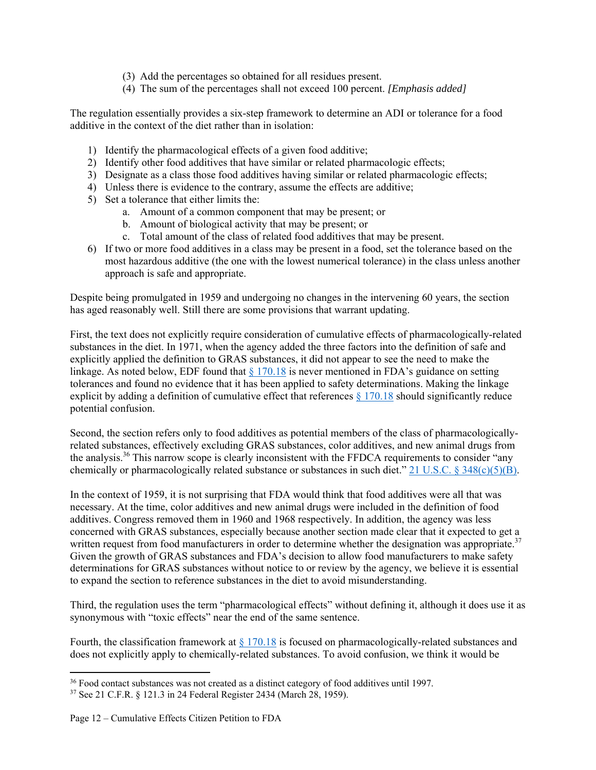(3) Add the percentages so obtained for all residues present.
(4) The sum of the percentages shall not exceed 100 percent. *[Emphasis added]*

The regulation essentially provides a six-step framework to determine an ADI or tolerance for a food additive in the context of the diet rather than in isolation:

1) Identify the pharmacological effects of a given food additive;
2) Identify other food additives that have similar or related pharmacologic effects;
3) Designate as a class those food additives having similar or related pharmacologic effects;
4) Unless there is evidence to the contrary, assume the effects are additive;
5) Set a tolerance that either limits the:
   a. Amount of a common component that may be present; or
   b. Amount of biological activity that may be present; or
   c. Total amount of the class of related food additives that may be present.
6) If two or more food additives in a class may be present in a food, set the tolerance based on the most hazardous additive (the one with the lowest numerical tolerance) in the class unless another approach is safe and appropriate.

Despite being promulgated in 1959 and undergoing no changes in the intervening 60 years, the section has aged reasonably well. Still there are some provisions that warrant updating.

First, the text does not explicitly require consideration of cumulative effects of pharmacologically-related substances in the diet. In 1971, when the agency added the three factors into the definition of safe and explicitly applied the definition to GRAS substances, it did not appear to see the need to make the linkage. As noted below, EDF found that § 170.18 is never mentioned in FDA's guidance on setting tolerances and found no evidence that it has been applied to safety determinations. Making the linkage explicit by adding a definition of cumulative effect that references § 170.18 should significantly reduce potential confusion.

Second, the section refers only to food additives as potential members of the class of pharmacologically-related substances, effectively excluding GRAS substances, color additives, and new animal drugs from the analysis.[36] This narrow scope is clearly inconsistent with the FFDCA requirements to consider "any chemically or pharmacologically related substance or substances in such diet." 21 U.S.C. § 348(c)(5)(B).

In the context of 1959, it is not surprising that FDA would think that food additives were all that was necessary. At the time, color additives and new animal drugs were included in the definition of food additives. Congress removed them in 1960 and 1968 respectively. In addition, the agency was less concerned with GRAS substances, especially because another section made clear that it expected to get a written request from food manufacturers in order to determine whether the designation was appropriate.[37] Given the growth of GRAS substances and FDA's decision to allow food manufacturers to make safety determinations for GRAS substances without notice to or review by the agency, we believe it is essential to expand the section to reference substances in the diet to avoid misunderstanding.

Third, the regulation uses the term "pharmacological effects" without defining it, although it does use it as synonymous with "toxic effects" near the end of the same sentence.

Fourth, the classification framework at § 170.18 is focused on pharmacologically-related substances and does not explicitly apply to chemically-related substances. To avoid confusion, we think it would be

[36] Food contact substances was not created as a distinct category of food additives until 1997.

[37] See 21 C.F.R. § 121.3 in 24 Federal Register 2434 (March 28, 1959).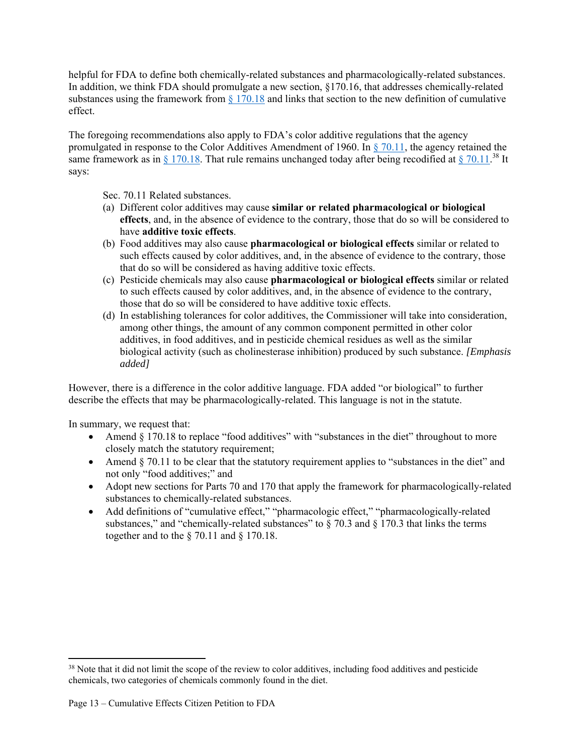helpful for FDA to define both chemically-related substances and pharmacologically-related substances. In addition, we think FDA should promulgate a new section, §170.16, that addresses chemically-related substances using the framework from § 170.18 and links that section to the new definition of cumulative effect.

The foregoing recommendations also apply to FDA's color additive regulations that the agency promulgated in response to the Color Additives Amendment of 1960. In § 70.11, the agency retained the same framework as in § 170.18. That rule remains unchanged today after being recodified at § 70.11.[38] It says:

> Sec. 70.11 Related substances.
>
> (a) Different color additives may cause **similar or related pharmacological or biological effects**, and, in the absence of evidence to the contrary, those that do so will be considered to have **additive toxic effects**.
>
> (b) Food additives may also cause **pharmacological or biological effects** similar or related to such effects caused by color additives, and, in the absence of evidence to the contrary, those that do so will be considered as having additive toxic effects.
>
> (c) Pesticide chemicals may also cause **pharmacological or biological effects** similar or related to such effects caused by color additives, and, in the absence of evidence to the contrary, those that do so will be considered to have additive toxic effects.
>
> (d) In establishing tolerances for color additives, the Commissioner will take into consideration, among other things, the amount of any common component permitted in other color additives, in food additives, and in pesticide chemical residues as well as the similar biological activity (such as cholinesterase inhibition) produced by such substance. *[Emphasis added]*

However, there is a difference in the color additive language. FDA added "or biological" to further describe the effects that may be pharmacologically-related. This language is not in the statute.

In summary, we request that:

- Amend § 170.18 to replace "food additives" with "substances in the diet" throughout to more closely match the statutory requirement;
- Amend § 70.11 to be clear that the statutory requirement applies to "substances in the diet" and not only "food additives;" and
- Adopt new sections for Parts 70 and 170 that apply the framework for pharmacologically-related substances to chemically-related substances.
- Add definitions of "cumulative effect," "pharmacologic effect," "pharmacologically-related substances," and "chemically-related substances" to § 70.3 and § 170.3 that links the terms together and to the § 70.11 and § 170.18.

---

[38] Note that it did not limit the scope of the review to color additives, including food additives and pesticide chemicals, two categories of chemicals commonly found in the diet.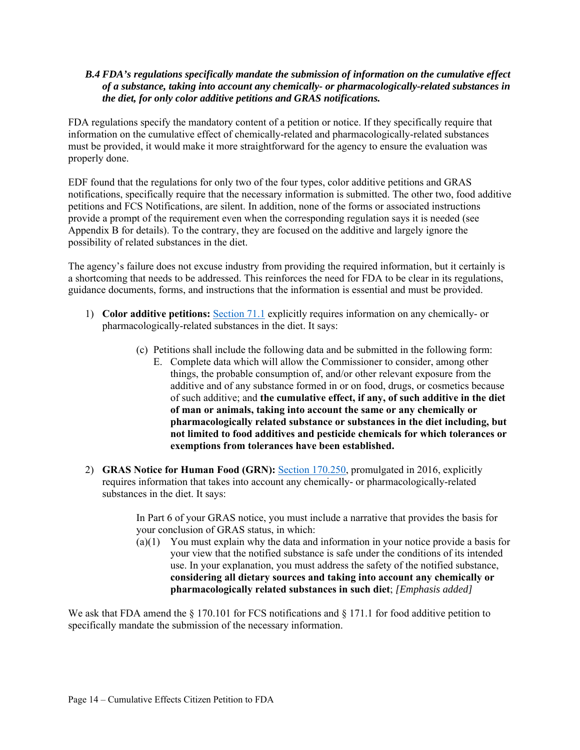### *B.4 FDA's regulations specifically mandate the submission of information on the cumulative effect of a substance, taking into account any chemically- or pharmacologically-related substances in the diet, for only color additive petitions and GRAS notifications.*

FDA regulations specify the mandatory content of a petition or notice. If they specifically require that information on the cumulative effect of chemically-related and pharmacologically-related substances must be provided, it would make it more straightforward for the agency to ensure the evaluation was properly done.

EDF found that the regulations for only two of the four types, color additive petitions and GRAS notifications, specifically require that the necessary information is submitted. The other two, food additive petitions and FCS Notifications, are silent. In addition, none of the forms or associated instructions provide a prompt of the requirement even when the corresponding regulation says it is needed (see Appendix B for details). To the contrary, they are focused on the additive and largely ignore the possibility of related substances in the diet.

The agency's failure does not excuse industry from providing the required information, but it certainly is a shortcoming that needs to be addressed. This reinforces the need for FDA to be clear in its regulations, guidance documents, forms, and instructions that the information is essential and must be provided.

1) **Color additive petitions:** Section 71.1 explicitly requires information on any chemically- or pharmacologically-related substances in the diet. It says:

   > (c) Petitions shall include the following data and be submitted in the following form:
   >
   > E. Complete data which will allow the Commissioner to consider, among other things, the probable consumption of, and/or other relevant exposure from the additive and of any substance formed in or on food, drugs, or cosmetics because of such additive; and **the cumulative effect, if any, of such additive in the diet of man or animals, taking into account the same or any chemically or pharmacologically related substance or substances in the diet including, but not limited to food additives and pesticide chemicals for which tolerances or exemptions from tolerances have been established.**

2) **GRAS Notice for Human Food (GRN):** Section 170.250, promulgated in 2016, explicitly requires information that takes into account any chemically- or pharmacologically-related substances in the diet. It says:

   > In Part 6 of your GRAS notice, you must include a narrative that provides the basis for your conclusion of GRAS status, in which:
   >
   > (a)(1) You must explain why the data and information in your notice provide a basis for your view that the notified substance is safe under the conditions of its intended use. In your explanation, you must address the safety of the notified substance, **considering all dietary sources and taking into account any chemically or pharmacologically related substances in such diet**; *[Emphasis added]*

We ask that FDA amend the § 170.101 for FCS notifications and § 171.1 for food additive petition to specifically mandate the submission of the necessary information.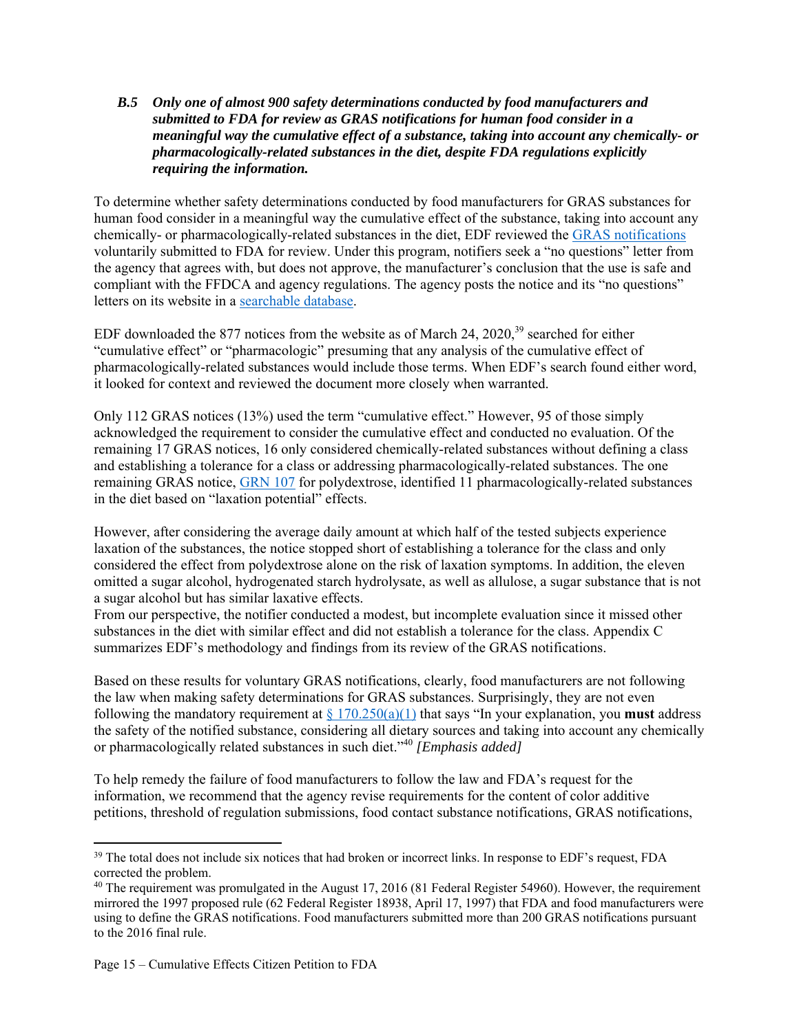### *B.5 Only one of almost 900 safety determinations conducted by food manufacturers and submitted to FDA for review as GRAS notifications for human food consider in a meaningful way the cumulative effect of a substance, taking into account any chemically- or pharmacologically-related substances in the diet, despite FDA regulations explicitly requiring the information.*

To determine whether safety determinations conducted by food manufacturers for GRAS substances for human food consider in a meaningful way the cumulative effect of the substance, taking into account any chemically- or pharmacologically-related substances in the diet, EDF reviewed the GRAS notifications voluntarily submitted to FDA for review. Under this program, notifiers seek a "no questions" letter from the agency that agrees with, but does not approve, the manufacturer's conclusion that the use is safe and compliant with the FFDCA and agency regulations. The agency posts the notice and its "no questions" letters on its website in a searchable database.

EDF downloaded the 877 notices from the website as of March 24, 2020,[39] searched for either "cumulative effect" or "pharmacologic" presuming that any analysis of the cumulative effect of pharmacologically-related substances would include those terms. When EDF's search found either word, it looked for context and reviewed the document more closely when warranted.

Only 112 GRAS notices (13%) used the term "cumulative effect." However, 95 of those simply acknowledged the requirement to consider the cumulative effect and conducted no evaluation. Of the remaining 17 GRAS notices, 16 only considered chemically-related substances without defining a class and establishing a tolerance for a class or addressing pharmacologically-related substances. The one remaining GRAS notice, GRN 107 for polydextrose, identified 11 pharmacologically-related substances in the diet based on "laxation potential" effects.

However, after considering the average daily amount at which half of the tested subjects experience laxation of the substances, the notice stopped short of establishing a tolerance for the class and only considered the effect from polydextrose alone on the risk of laxation symptoms. In addition, the eleven omitted a sugar alcohol, hydrogenated starch hydrolysate, as well as allulose, a sugar substance that is not a sugar alcohol but has similar laxative effects.

From our perspective, the notifier conducted a modest, but incomplete evaluation since it missed other substances in the diet with similar effect and did not establish a tolerance for the class. Appendix C summarizes EDF's methodology and findings from its review of the GRAS notifications.

Based on these results for voluntary GRAS notifications, clearly, food manufacturers are not following the law when making safety determinations for GRAS substances. Surprisingly, they are not even following the mandatory requirement at § 170.250(a)(1) that says "In your explanation, you **must** address the safety of the notified substance, considering all dietary sources and taking into account any chemically or pharmacologically related substances in such diet."[40] *[Emphasis added]*

To help remedy the failure of food manufacturers to follow the law and FDA's request for the information, we recommend that the agency revise requirements for the content of color additive petitions, threshold of regulation submissions, food contact substance notifications, GRAS notifications,

[39] The total does not include six notices that had broken or incorrect links. In response to EDF's request, FDA corrected the problem.

[40] The requirement was promulgated in the August 17, 2016 (81 Federal Register 54960). However, the requirement mirrored the 1997 proposed rule (62 Federal Register 18938, April 17, 1997) that FDA and food manufacturers were using to define the GRAS notifications. Food manufacturers submitted more than 200 GRAS notifications pursuant to the 2016 final rule.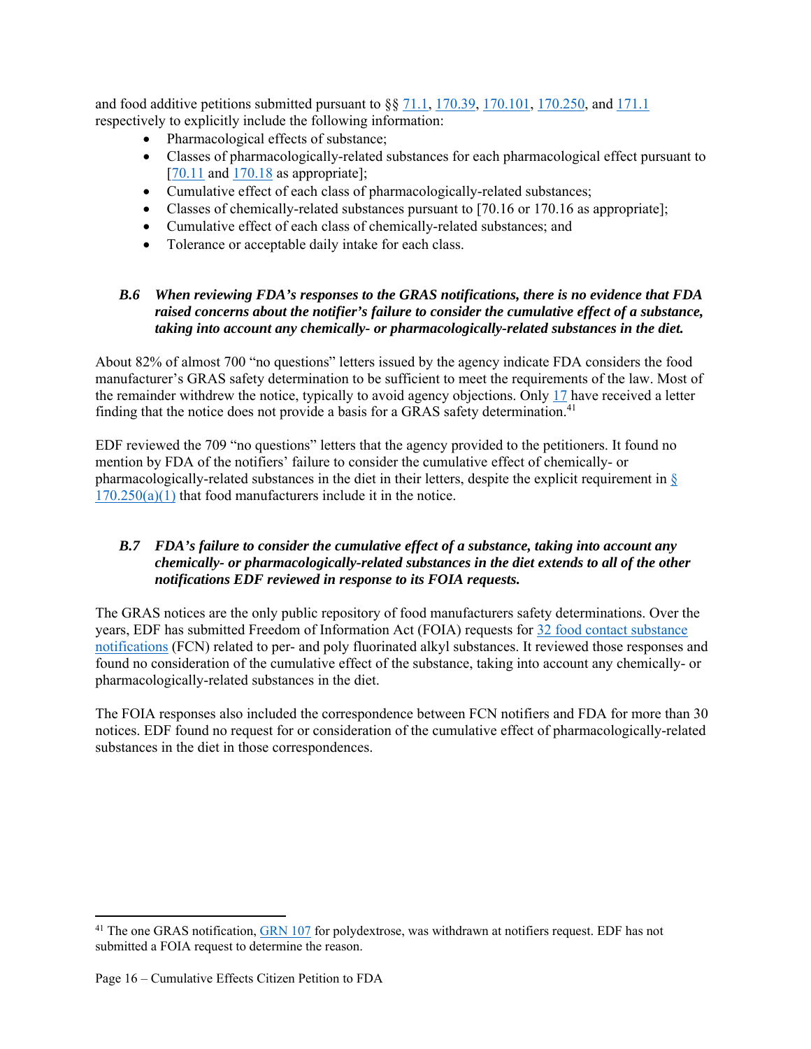and food additive petitions submitted pursuant to §§ 71.1, 170.39, 170.101, 170.250, and 171.1 respectively to explicitly include the following information:

- Pharmacological effects of substance;
- Classes of pharmacologically-related substances for each pharmacological effect pursuant to [70.11 and 170.18 as appropriate];
- Cumulative effect of each class of pharmacologically-related substances;
- Classes of chemically-related substances pursuant to [70.16 or 170.16 as appropriate];
- Cumulative effect of each class of chemically-related substances; and
- Tolerance or acceptable daily intake for each class.

### *B.6 When reviewing FDA's responses to the GRAS notifications, there is no evidence that FDA raised concerns about the notifier's failure to consider the cumulative effect of a substance, taking into account any chemically- or pharmacologically-related substances in the diet.*

About 82% of almost 700 "no questions" letters issued by the agency indicate FDA considers the food manufacturer's GRAS safety determination to be sufficient to meet the requirements of the law. Most of the remainder withdrew the notice, typically to avoid agency objections. Only 17 have received a letter finding that the notice does not provide a basis for a GRAS safety determination.[41]

EDF reviewed the 709 "no questions" letters that the agency provided to the petitioners. It found no mention by FDA of the notifiers' failure to consider the cumulative effect of chemically- or pharmacologically-related substances in the diet in their letters, despite the explicit requirement in § 170.250(a)(1) that food manufacturers include it in the notice.

### *B.7 FDA's failure to consider the cumulative effect of a substance, taking into account any chemically- or pharmacologically-related substances in the diet extends to all of the other notifications EDF reviewed in response to its FOIA requests.*

The GRAS notices are the only public repository of food manufacturers safety determinations. Over the years, EDF has submitted Freedom of Information Act (FOIA) requests for 32 food contact substance notifications (FCN) related to per- and poly fluorinated alkyl substances. It reviewed those responses and found no consideration of the cumulative effect of the substance, taking into account any chemically- or pharmacologically-related substances in the diet.

The FOIA responses also included the correspondence between FCN notifiers and FDA for more than 30 notices. EDF found no request for or consideration of the cumulative effect of pharmacologically-related substances in the diet in those correspondences.

---

[41] The one GRAS notification, GRN 107 for polydextrose, was withdrawn at notifiers request. EDF has not submitted a FOIA request to determine the reason.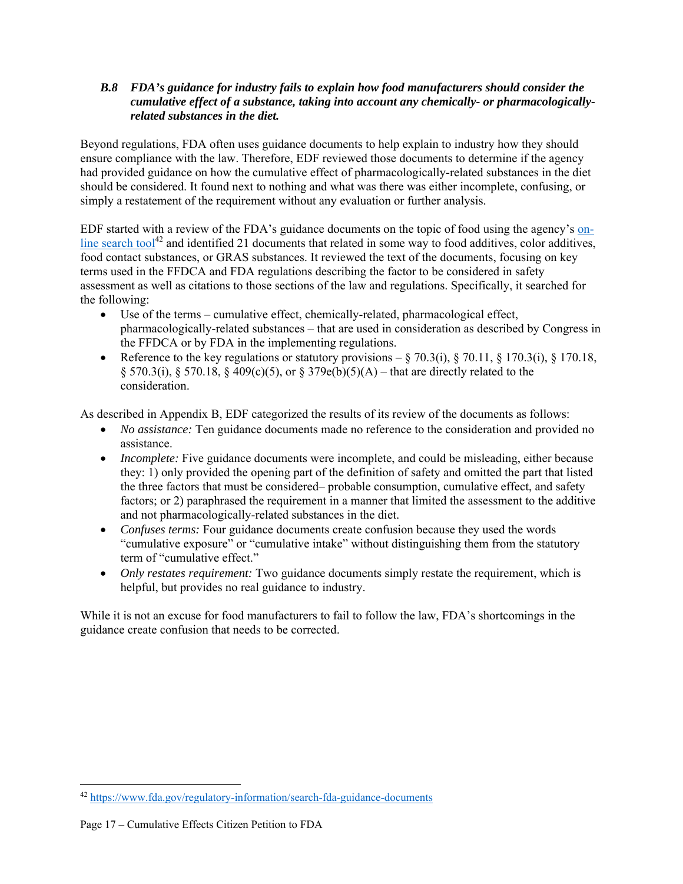### *B.8 FDA's guidance for industry fails to explain how food manufacturers should consider the cumulative effect of a substance, taking into account any chemically- or pharmacologically-related substances in the diet.*

Beyond regulations, FDA often uses guidance documents to help explain to industry how they should ensure compliance with the law. Therefore, EDF reviewed those documents to determine if the agency had provided guidance on how the cumulative effect of pharmacologically-related substances in the diet should be considered. It found next to nothing and what was there was either incomplete, confusing, or simply a restatement of the requirement without any evaluation or further analysis.

EDF started with a review of the FDA's guidance documents on the topic of food using the agency's [on-line search tool](https://www.fda.gov/regulatory-information/search-fda-guidance-documents)[42] and identified 21 documents that related in some way to food additives, color additives, food contact substances, or GRAS substances. It reviewed the text of the documents, focusing on key terms used in the FFDCA and FDA regulations describing the factor to be considered in safety assessment as well as citations to those sections of the law and regulations. Specifically, it searched for the following:

- Use of the terms – cumulative effect, chemically-related, pharmacological effect, pharmacologically-related substances – that are used in consideration as described by Congress in the FFDCA or by FDA in the implementing regulations.
- Reference to the key regulations or statutory provisions – § 70.3(i), § 70.11, § 170.3(i), § 170.18, § 570.3(i), § 570.18, § 409(c)(5), or § 379e(b)(5)(A) – that are directly related to the consideration.

As described in Appendix B, EDF categorized the results of its review of the documents as follows:

- *No assistance:* Ten guidance documents made no reference to the consideration and provided no assistance.
- *Incomplete:* Five guidance documents were incomplete, and could be misleading, either because they: 1) only provided the opening part of the definition of safety and omitted the part that listed the three factors that must be considered– probable consumption, cumulative effect, and safety factors; or 2) paraphrased the requirement in a manner that limited the assessment to the additive and not pharmacologically-related substances in the diet.
- *Confuses terms:* Four guidance documents create confusion because they used the words "cumulative exposure" or "cumulative intake" without distinguishing them from the statutory term of "cumulative effect."
- *Only restates requirement:* Two guidance documents simply restate the requirement, which is helpful, but provides no real guidance to industry.

While it is not an excuse for food manufacturers to fail to follow the law, FDA's shortcomings in the guidance create confusion that needs to be corrected.

---

[42] https://www.fda.gov/regulatory-information/search-fda-guidance-documents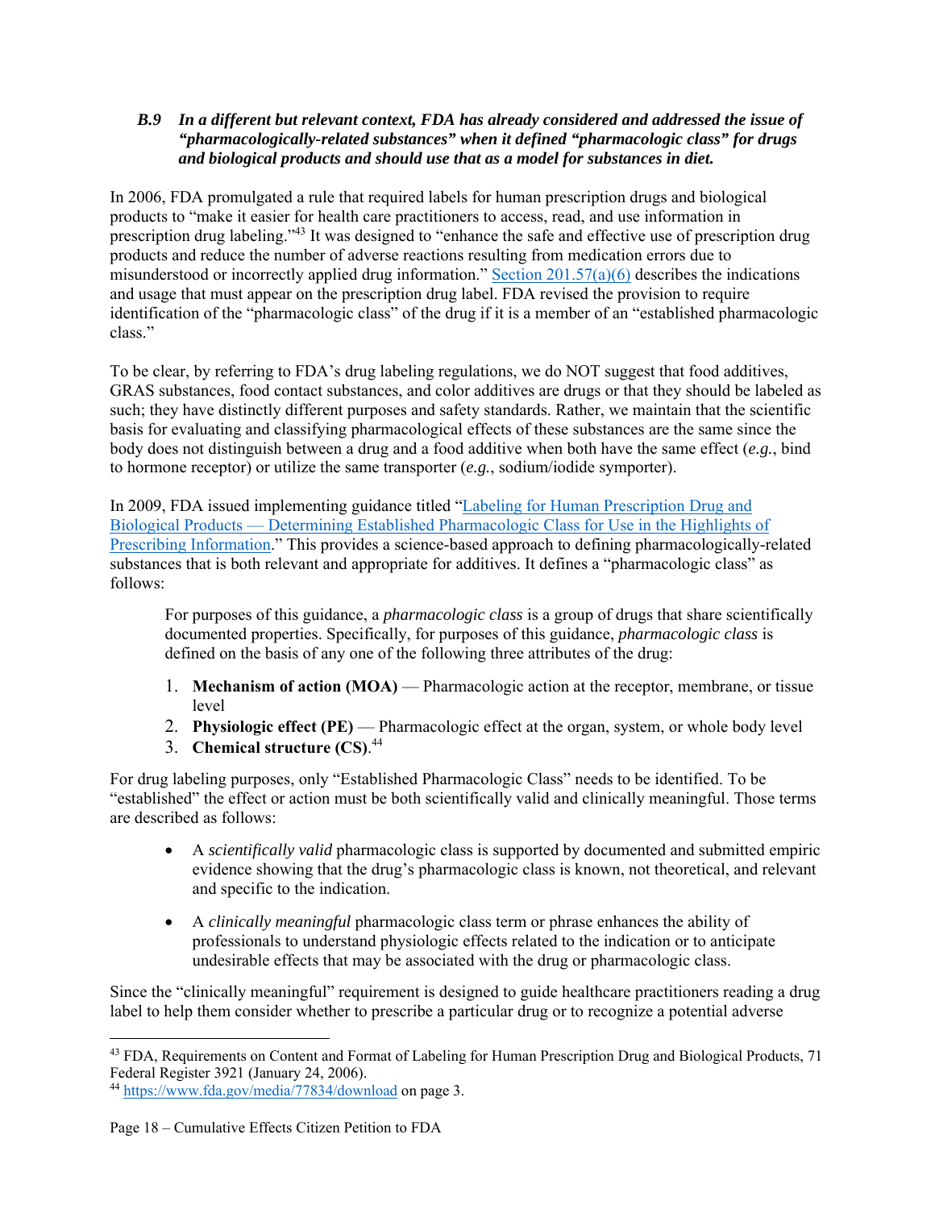### *B.9 In a different but relevant context, FDA has already considered and addressed the issue of "pharmacologically-related substances" when it defined "pharmacologic class" for drugs and biological products and should use that as a model for substances in diet.*

In 2006, FDA promulgated a rule that required labels for human prescription drugs and biological products to "make it easier for health care practitioners to access, read, and use information in prescription drug labeling."[43] It was designed to "enhance the safe and effective use of prescription drug products and reduce the number of adverse reactions resulting from medication errors due to misunderstood or incorrectly applied drug information." Section 201.57(a)(6) describes the indications and usage that must appear on the prescription drug label. FDA revised the provision to require identification of the "pharmacologic class" of the drug if it is a member of an "established pharmacologic class."

To be clear, by referring to FDA's drug labeling regulations, we do NOT suggest that food additives, GRAS substances, food contact substances, and color additives are drugs or that they should be labeled as such; they have distinctly different purposes and safety standards. Rather, we maintain that the scientific basis for evaluating and classifying pharmacological effects of these substances are the same since the body does not distinguish between a drug and a food additive when both have the same effect (*e.g.*, bind to hormone receptor) or utilize the same transporter (*e.g.*, sodium/iodide symporter).

In 2009, FDA issued implementing guidance titled "Labeling for Human Prescription Drug and Biological Products — Determining Established Pharmacologic Class for Use in the Highlights of Prescribing Information." This provides a science-based approach to defining pharmacologically-related substances that is both relevant and appropriate for additives. It defines a "pharmacologic class" as follows:

> For purposes of this guidance, a *pharmacologic class* is a group of drugs that share scientifically documented properties. Specifically, for purposes of this guidance, *pharmacologic class* is defined on the basis of any one of the following three attributes of the drug:
>
> 1. **Mechanism of action (MOA)** — Pharmacologic action at the receptor, membrane, or tissue level
> 2. **Physiologic effect (PE)** — Pharmacologic effect at the organ, system, or whole body level
> 3. **Chemical structure (CS)**.[44]

For drug labeling purposes, only "Established Pharmacologic Class" needs to be identified. To be "established" the effect or action must be both scientifically valid and clinically meaningful. Those terms are described as follows:

- A *scientifically valid* pharmacologic class is supported by documented and submitted empiric evidence showing that the drug's pharmacologic class is known, not theoretical, and relevant and specific to the indication.

- A *clinically meaningful* pharmacologic class term or phrase enhances the ability of professionals to understand physiologic effects related to the indication or to anticipate undesirable effects that may be associated with the drug or pharmacologic class.

Since the "clinically meaningful" requirement is designed to guide healthcare practitioners reading a drug label to help them consider whether to prescribe a particular drug or to recognize a potential adverse

---

[43] FDA, Requirements on Content and Format of Labeling for Human Prescription Drug and Biological Products, 71 Federal Register 3921 (January 24, 2006).

[44] https://www.fda.gov/media/77834/download on page 3.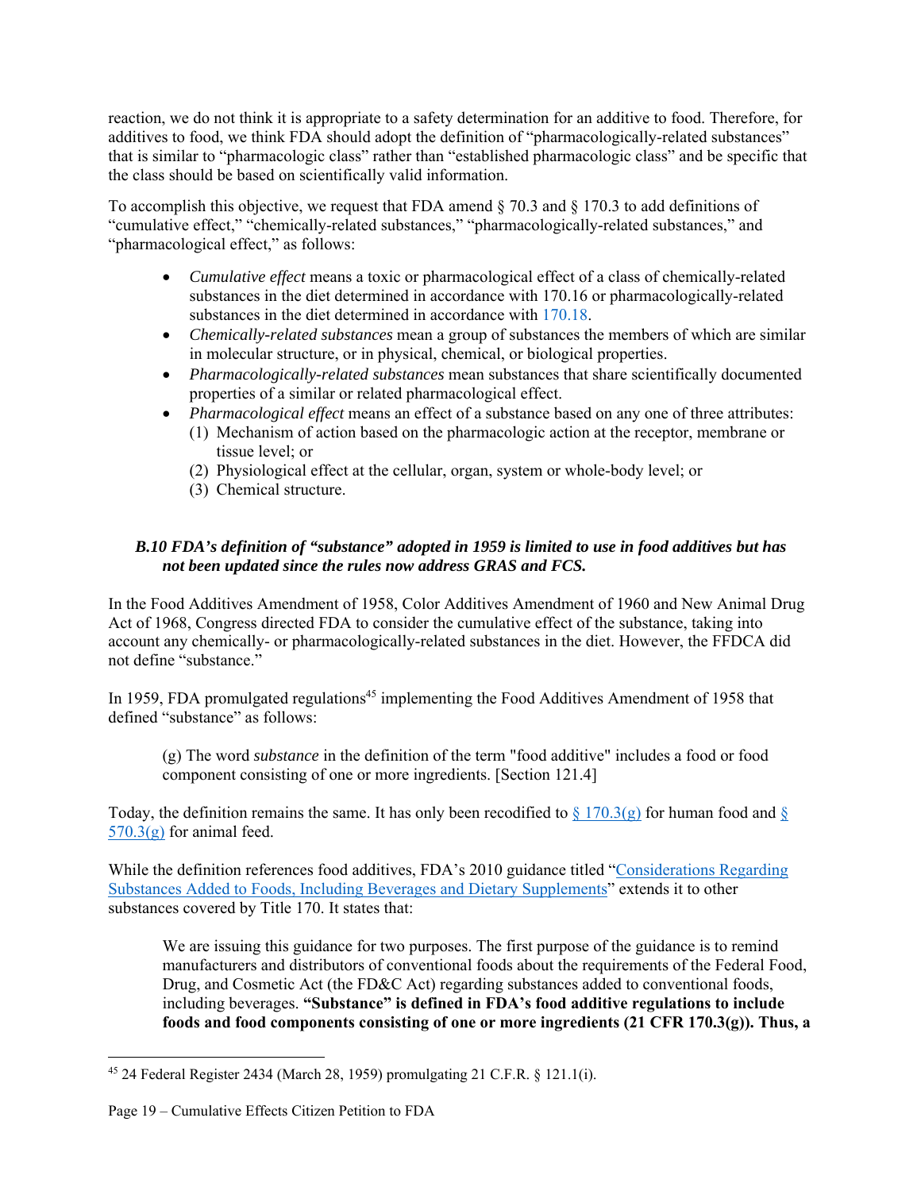reaction, we do not think it is appropriate to a safety determination for an additive to food. Therefore, for additives to food, we think FDA should adopt the definition of "pharmacologically-related substances" that is similar to "pharmacologic class" rather than "established pharmacologic class" and be specific that the class should be based on scientifically valid information.

To accomplish this objective, we request that FDA amend § 70.3 and § 170.3 to add definitions of "cumulative effect," "chemically-related substances," "pharmacologically-related substances," and "pharmacological effect," as follows:

- *Cumulative effect* means a toxic or pharmacological effect of a class of chemically-related substances in the diet determined in accordance with 170.16 or pharmacologically-related substances in the diet determined in accordance with 170.18.
- *Chemically-related substances* mean a group of substances the members of which are similar in molecular structure, or in physical, chemical, or biological properties.
- *Pharmacologically-related substances* mean substances that share scientifically documented properties of a similar or related pharmacological effect.
- *Pharmacological effect* means an effect of a substance based on any one of three attributes:
  1. Mechanism of action based on the pharmacologic action at the receptor, membrane or tissue level; or
  2. Physiological effect at the cellular, organ, system or whole-body level; or
  3. Chemical structure.

### *B.10 FDA's definition of "substance" adopted in 1959 is limited to use in food additives but has not been updated since the rules now address GRAS and FCS.*

In the Food Additives Amendment of 1958, Color Additives Amendment of 1960 and New Animal Drug Act of 1968, Congress directed FDA to consider the cumulative effect of the substance, taking into account any chemically- or pharmacologically-related substances in the diet. However, the FFDCA did not define "substance."

In 1959, FDA promulgated regulations[45] implementing the Food Additives Amendment of 1958 that defined "substance" as follows:

> (g) The word *substance* in the definition of the term "food additive" includes a food or food component consisting of one or more ingredients. [Section 121.4]

Today, the definition remains the same. It has only been recodified to § 170.3(g) for human food and § 570.3(g) for animal feed.

While the definition references food additives, FDA's 2010 guidance titled "Considerations Regarding Substances Added to Foods, Including Beverages and Dietary Supplements" extends it to other substances covered by Title 170. It states that:

> We are issuing this guidance for two purposes. The first purpose of the guidance is to remind manufacturers and distributors of conventional foods about the requirements of the Federal Food, Drug, and Cosmetic Act (the FD&C Act) regarding substances added to conventional foods, including beverages. **"Substance" is defined in FDA's food additive regulations to include foods and food components consisting of one or more ingredients (21 CFR 170.3(g)). Thus, a**

[45] 24 Federal Register 2434 (March 28, 1959) promulgating 21 C.F.R. § 121.1(i).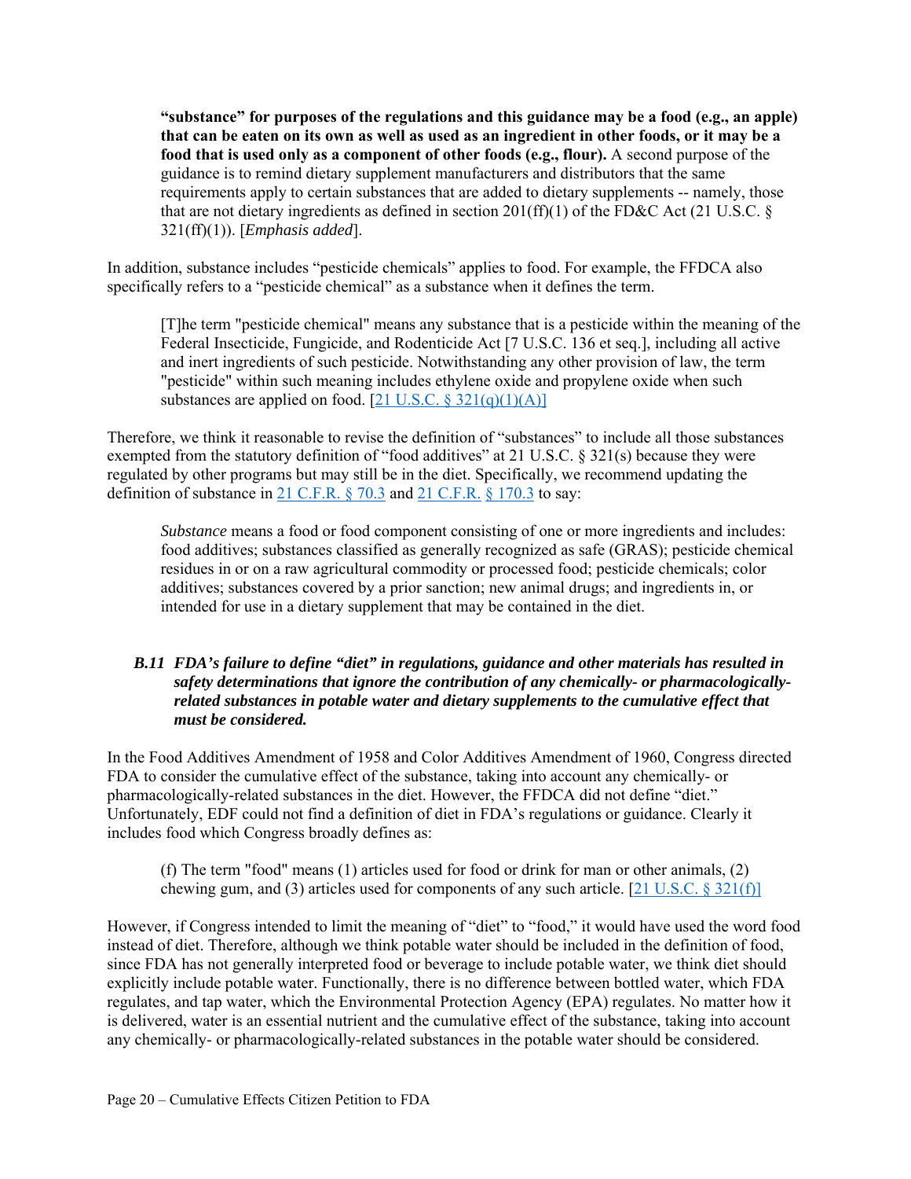> **"substance" for purposes of the regulations and this guidance may be a food (e.g., an apple) that can be eaten on its own as well as used as an ingredient in other foods, or it may be a food that is used only as a component of other foods (e.g., flour).** A second purpose of the guidance is to remind dietary supplement manufacturers and distributors that the same requirements apply to certain substances that are added to dietary supplements -- namely, those that are not dietary ingredients as defined in section 201(ff)(1) of the FD&C Act (21 U.S.C. § 321(ff)(1)). [*Emphasis added*].

In addition, substance includes "pesticide chemicals" applies to food. For example, the FFDCA also specifically refers to a "pesticide chemical" as a substance when it defines the term.

> [T]he term "pesticide chemical" means any substance that is a pesticide within the meaning of the Federal Insecticide, Fungicide, and Rodenticide Act [7 U.S.C. 136 et seq.], including all active and inert ingredients of such pesticide. Notwithstanding any other provision of law, the term "pesticide" within such meaning includes ethylene oxide and propylene oxide when such substances are applied on food. [21 U.S.C. § 321(q)(1)(A)]

Therefore, we think it reasonable to revise the definition of "substances" to include all those substances exempted from the statutory definition of "food additives" at 21 U.S.C. § 321(s) because they were regulated by other programs but may still be in the diet. Specifically, we recommend updating the definition of substance in 21 C.F.R. § 70.3 and 21 C.F.R. § 170.3 to say:

> *Substance* means a food or food component consisting of one or more ingredients and includes: food additives; substances classified as generally recognized as safe (GRAS); pesticide chemical residues in or on a raw agricultural commodity or processed food; pesticide chemicals; color additives; substances covered by a prior sanction; new animal drugs; and ingredients in, or intended for use in a dietary supplement that may be contained in the diet.

### *B.11 FDA's failure to define "diet" in regulations, guidance and other materials has resulted in safety determinations that ignore the contribution of any chemically- or pharmacologically-related substances in potable water and dietary supplements to the cumulative effect that must be considered.*

In the Food Additives Amendment of 1958 and Color Additives Amendment of 1960, Congress directed FDA to consider the cumulative effect of the substance, taking into account any chemically- or pharmacologically-related substances in the diet. However, the FFDCA did not define "diet." Unfortunately, EDF could not find a definition of diet in FDA's regulations or guidance. Clearly it includes food which Congress broadly defines as:

> (f) The term "food" means (1) articles used for food or drink for man or other animals, (2) chewing gum, and (3) articles used for components of any such article. [21 U.S.C. § 321(f)]

However, if Congress intended to limit the meaning of "diet" to "food," it would have used the word food instead of diet. Therefore, although we think potable water should be included in the definition of food, since FDA has not generally interpreted food or beverage to include potable water, we think diet should explicitly include potable water. Functionally, there is no difference between bottled water, which FDA regulates, and tap water, which the Environmental Protection Agency (EPA) regulates. No matter how it is delivered, water is an essential nutrient and the cumulative effect of the substance, taking into account any chemically- or pharmacologically-related substances in the potable water should be considered.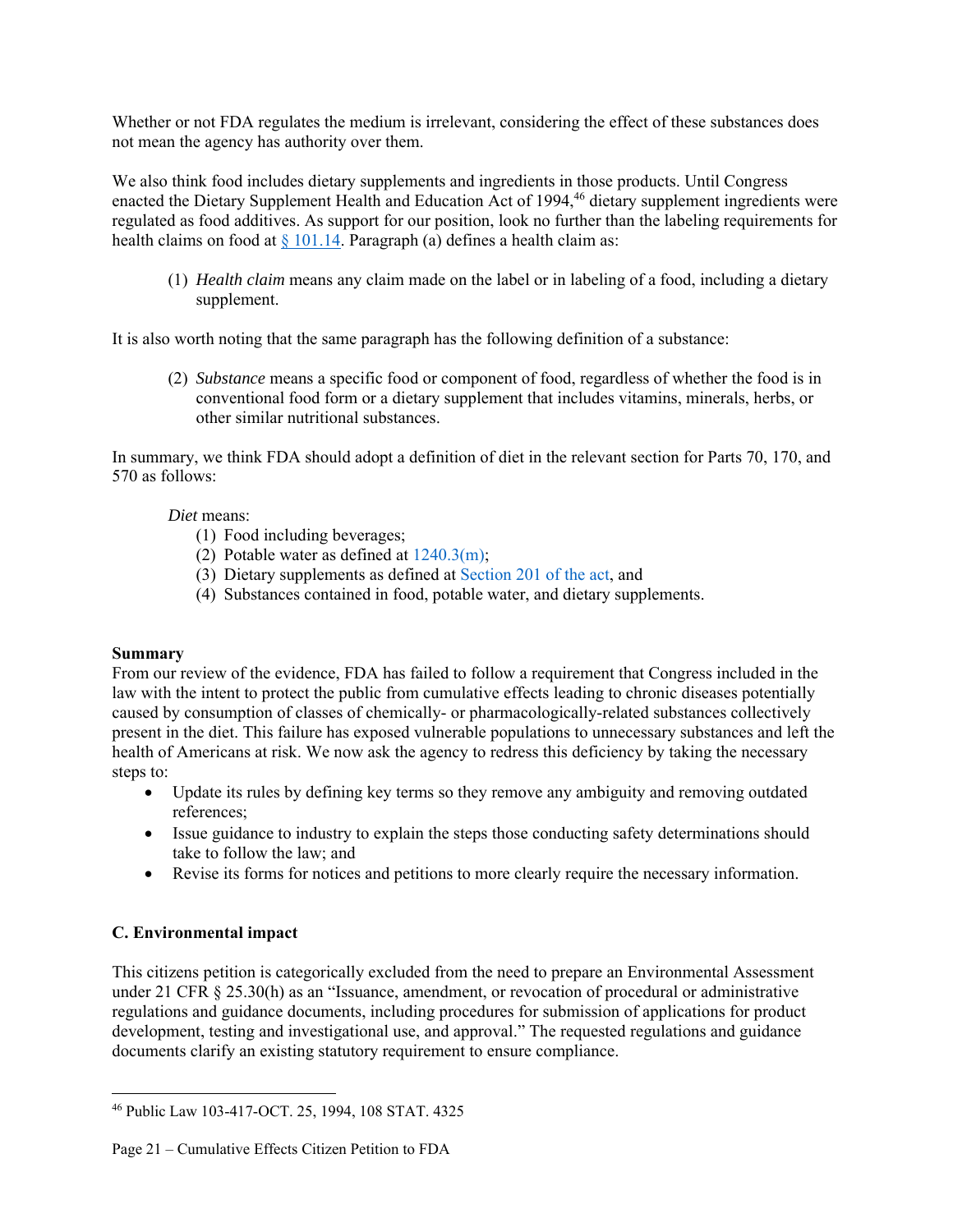Whether or not FDA regulates the medium is irrelevant, considering the effect of these substances does not mean the agency has authority over them.

We also think food includes dietary supplements and ingredients in those products. Until Congress enacted the Dietary Supplement Health and Education Act of 1994,[46] dietary supplement ingredients were regulated as food additives. As support for our position, look no further than the labeling requirements for health claims on food at § 101.14. Paragraph (a) defines a health claim as:

> (1) *Health claim* means any claim made on the label or in labeling of a food, including a dietary supplement.

It is also worth noting that the same paragraph has the following definition of a substance:

> (2) *Substance* means a specific food or component of food, regardless of whether the food is in conventional food form or a dietary supplement that includes vitamins, minerals, herbs, or other similar nutritional substances.

In summary, we think FDA should adopt a definition of diet in the relevant section for Parts 70, 170, and 570 as follows:

> *Diet* means:
> (1) Food including beverages;
> (2) Potable water as defined at 1240.3(m);
> (3) Dietary supplements as defined at Section 201 of the act, and
> (4) Substances contained in food, potable water, and dietary supplements.

**Summary**

From our review of the evidence, FDA has failed to follow a requirement that Congress included in the law with the intent to protect the public from cumulative effects leading to chronic diseases potentially caused by consumption of classes of chemically- or pharmacologically-related substances collectively present in the diet. This failure has exposed vulnerable populations to unnecessary substances and left the health of Americans at risk. We now ask the agency to redress this deficiency by taking the necessary steps to:

- Update its rules by defining key terms so they remove any ambiguity and removing outdated references;
- Issue guidance to industry to explain the steps those conducting safety determinations should take to follow the law; and
- Revise its forms for notices and petitions to more clearly require the necessary information.

**C. Environmental impact**

This citizens petition is categorically excluded from the need to prepare an Environmental Assessment under 21 CFR § 25.30(h) as an "Issuance, amendment, or revocation of procedural or administrative regulations and guidance documents, including procedures for submission of applications for product development, testing and investigational use, and approval." The requested regulations and guidance documents clarify an existing statutory requirement to ensure compliance.

[46] Public Law 103-417-OCT. 25, 1994, 108 STAT. 4325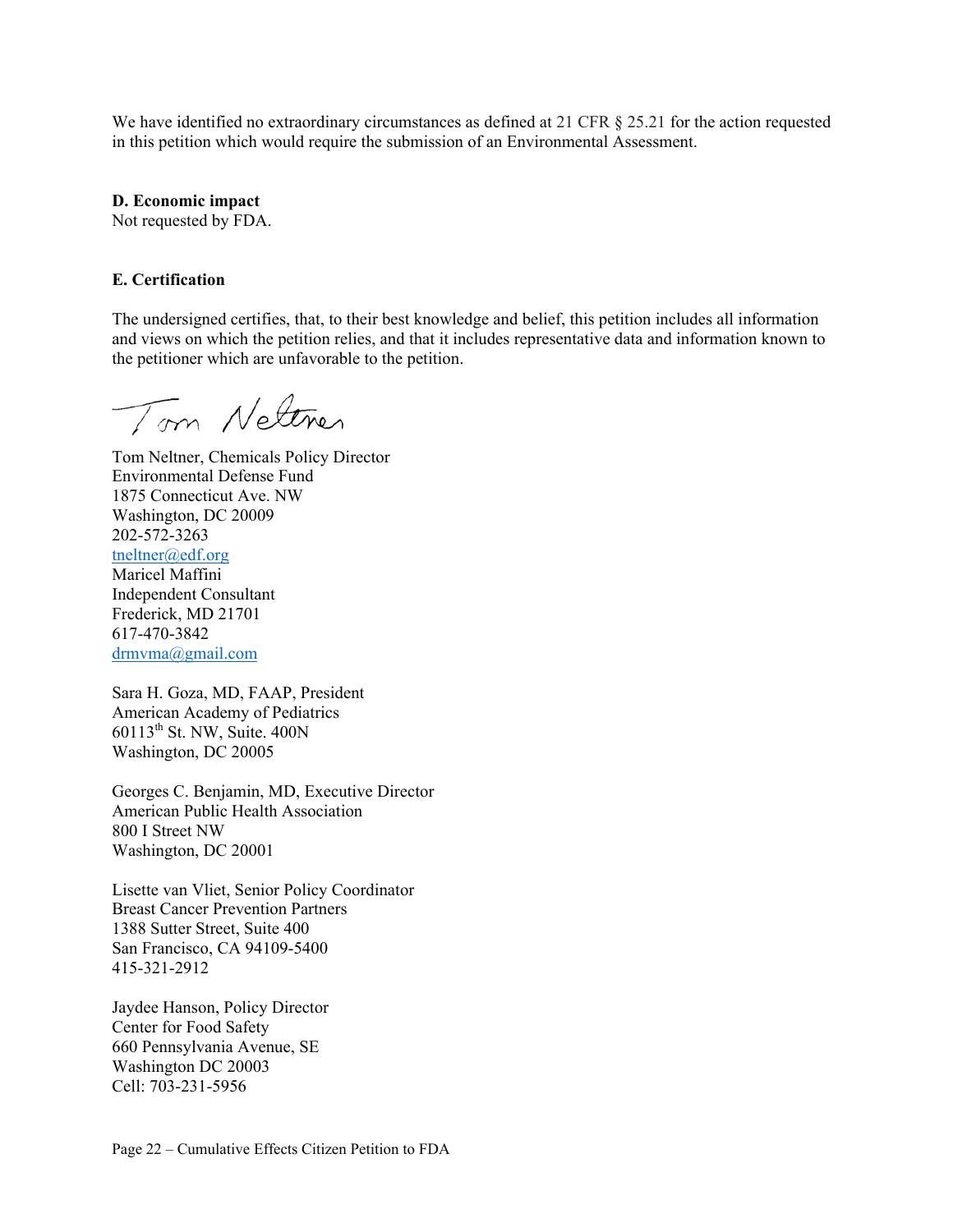We have identified no extraordinary circumstances as defined at 21 CFR § 25.21 for the action requested in this petition which would require the submission of an Environmental Assessment.

**D. Economic impact**
Not requested by FDA.

**E. Certification**

The undersigned certifies, that, to their best knowledge and belief, this petition includes all information and views on which the petition relies, and that it includes representative data and information known to the petitioner which are unfavorable to the petition.

Tom Neltner

Tom Neltner, Chemicals Policy Director
Environmental Defense Fund
1875 Connecticut Ave. NW
Washington, DC 20009
202-572-3263
tneltner@edf.org
Maricel Maffini
Independent Consultant
Frederick, MD 21701
617-470-3842
drmvma@gmail.com

Sara H. Goza, MD, FAAP, President
American Academy of Pediatrics
60113th St. NW, Suite. 400N
Washington, DC 20005

Georges C. Benjamin, MD, Executive Director
American Public Health Association
800 I Street NW
Washington, DC 20001

Lisette van Vliet, Senior Policy Coordinator
Breast Cancer Prevention Partners
1388 Sutter Street, Suite 400
San Francisco, CA 94109-5400
415-321-2912

Jaydee Hanson, Policy Director
Center for Food Safety
660 Pennsylvania Avenue, SE
Washington DC 20003
Cell: 703-231-5956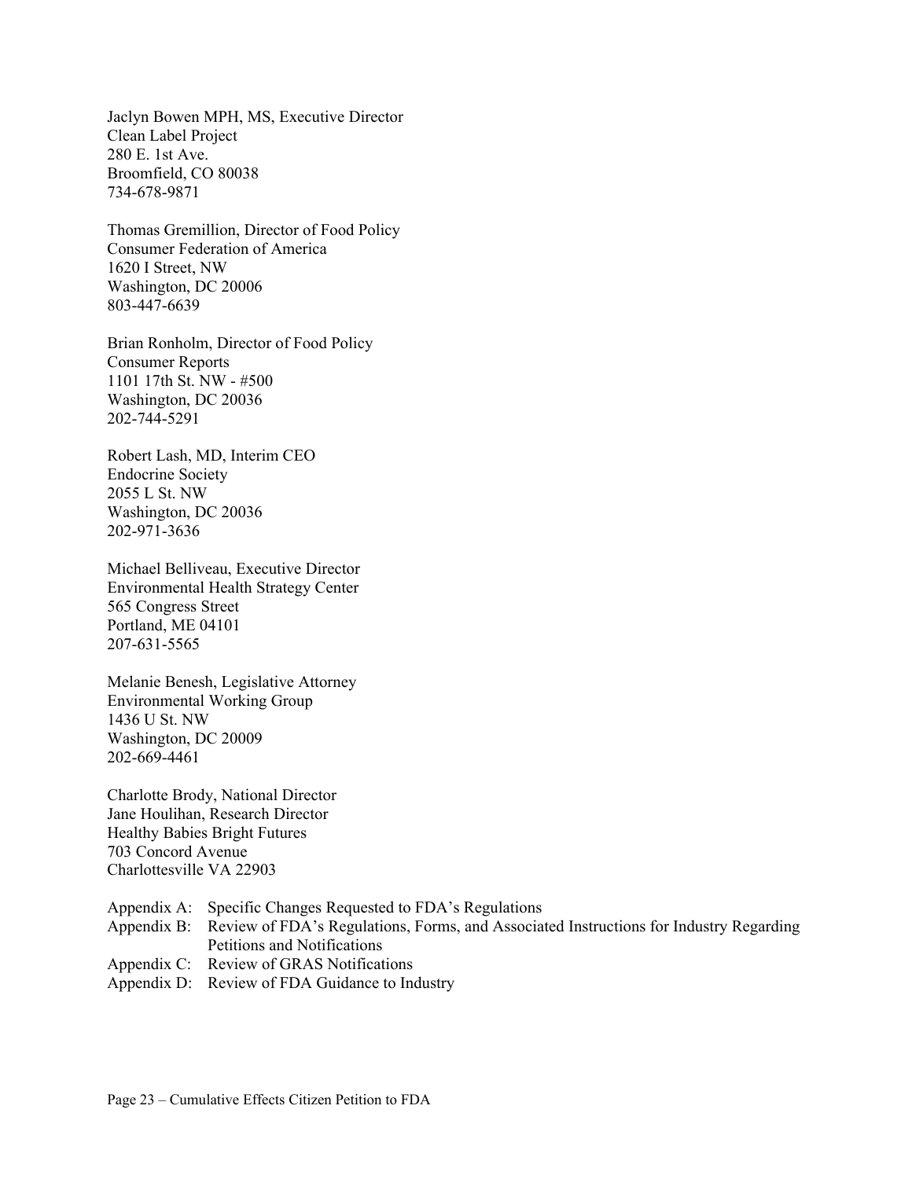Jaclyn Bowen MPH, MS, Executive Director
Clean Label Project
280 E. 1st Ave.
Broomfield, CO 80038
734-678-9871

Thomas Gremillion, Director of Food Policy
Consumer Federation of America
1620 I Street, NW
Washington, DC 20006
803-447-6639

Brian Ronholm, Director of Food Policy
Consumer Reports
1101 17th St. NW - #500
Washington, DC 20036
202-744-5291

Robert Lash, MD, Interim CEO
Endocrine Society
2055 L St. NW
Washington, DC 20036
202-971-3636

Michael Belliveau, Executive Director
Environmental Health Strategy Center
565 Congress Street
Portland, ME 04101
207-631-5565

Melanie Benesh, Legislative Attorney
Environmental Working Group
1436 U St. NW
Washington, DC 20009
202-669-4461

Charlotte Brody, National Director
Jane Houlihan, Research Director
Healthy Babies Bright Futures
703 Concord Avenue
Charlottesville VA 22903

Appendix A: Specific Changes Requested to FDA's Regulations
Appendix B: Review of FDA's Regulations, Forms, and Associated Instructions for Industry Regarding Petitions and Notifications
Appendix C: Review of GRAS Notifications
Appendix D: Review of FDA Guidance to Industry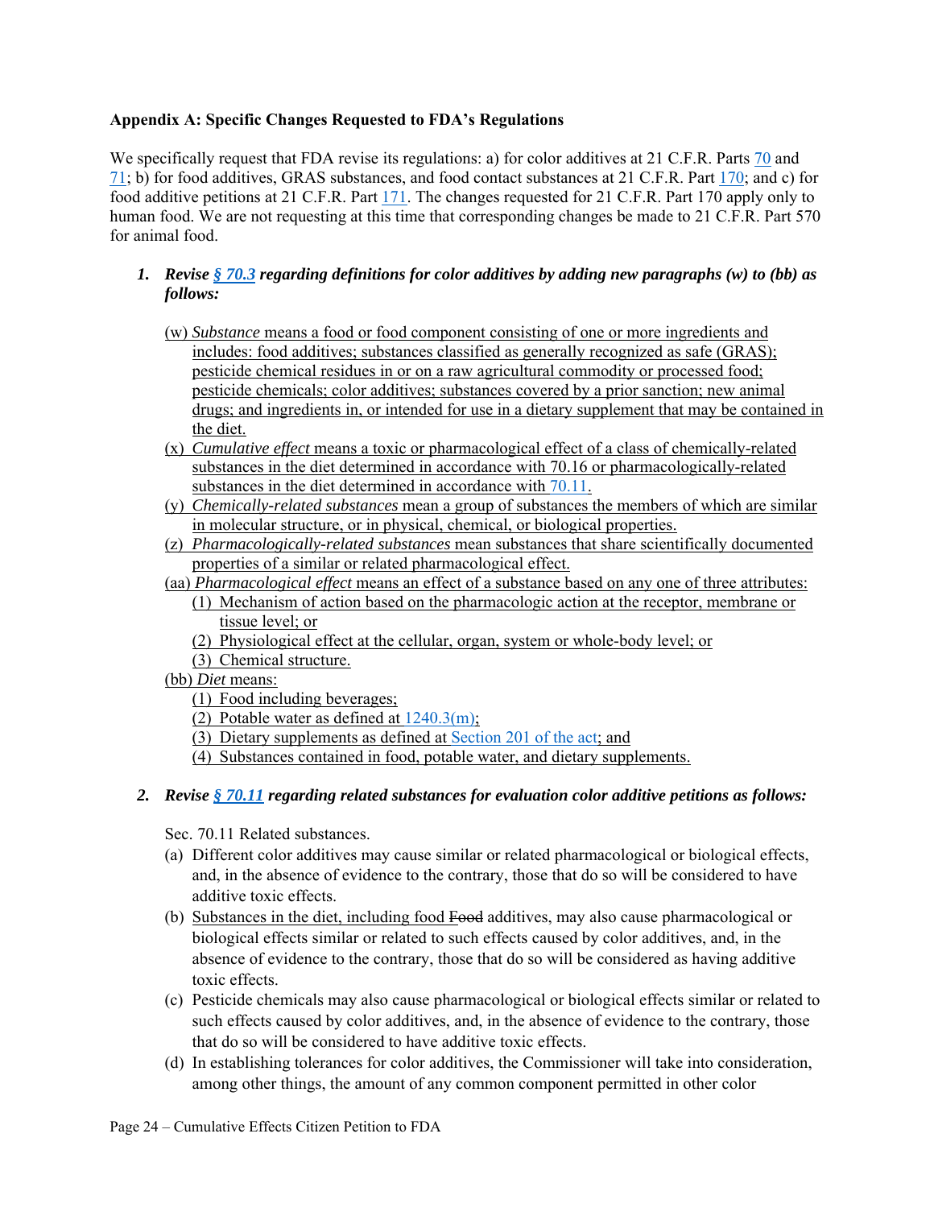**Appendix A: Specific Changes Requested to FDA's Regulations**

We specifically request that FDA revise its regulations: a) for color additives at 21 C.F.R. Parts 70 and 71; b) for food additives, GRAS substances, and food contact substances at 21 C.F.R. Part 170; and c) for food additive petitions at 21 C.F.R. Part 171. The changes requested for 21 C.F.R. Part 170 apply only to human food. We are not requesting at this time that corresponding changes be made to 21 C.F.R. Part 570 for animal food.

1. ***Revise § 70.3 regarding definitions for color additives by adding new paragraphs (w) to (bb) as follows:***

   (w) *Substance* means a food or food component consisting of one or more ingredients and includes: food additives; substances classified as generally recognized as safe (GRAS); pesticide chemical residues in or on a raw agricultural commodity or processed food; pesticide chemicals; color additives; substances covered by a prior sanction; new animal drugs; and ingredients in, or intended for use in a dietary supplement that may be contained in the diet.

   (x) *Cumulative effect* means a toxic or pharmacological effect of a class of chemically-related substances in the diet determined in accordance with 70.16 or pharmacologically-related substances in the diet determined in accordance with 70.11.

   (y) *Chemically-related substances* mean a group of substances the members of which are similar in molecular structure, or in physical, chemical, or biological properties.

   (z) *Pharmacologically-related substances* mean substances that share scientifically documented properties of a similar or related pharmacological effect.

   (aa) *Pharmacological effect* means an effect of a substance based on any one of three attributes:
   1. Mechanism of action based on the pharmacologic action at the receptor, membrane or tissue level; or
   2. Physiological effect at the cellular, organ, system or whole-body level; or
   3. Chemical structure.

   (bb) *Diet* means:
   1. Food including beverages;
   2. Potable water as defined at 1240.3(m);
   3. Dietary supplements as defined at Section 201 of the act; and
   4. Substances contained in food, potable water, and dietary supplements.

2. ***Revise § 70.11 regarding related substances for evaluation color additive petitions as follows:***

   Sec. 70.11 Related substances.

   (a) Different color additives may cause similar or related pharmacological or biological effects, and, in the absence of evidence to the contrary, those that do so will be considered to have additive toxic effects.

   (b) Substances in the diet, including food ~~Food~~ additives, may also cause pharmacological or biological effects similar or related to such effects caused by color additives, and, in the absence of evidence to the contrary, those that do so will be considered as having additive toxic effects.

   (c) Pesticide chemicals may also cause pharmacological or biological effects similar or related to such effects caused by color additives, and, in the absence of evidence to the contrary, those that do so will be considered to have additive toxic effects.

   (d) In establishing tolerances for color additives, the Commissioner will take into consideration, among other things, the amount of any common component permitted in other color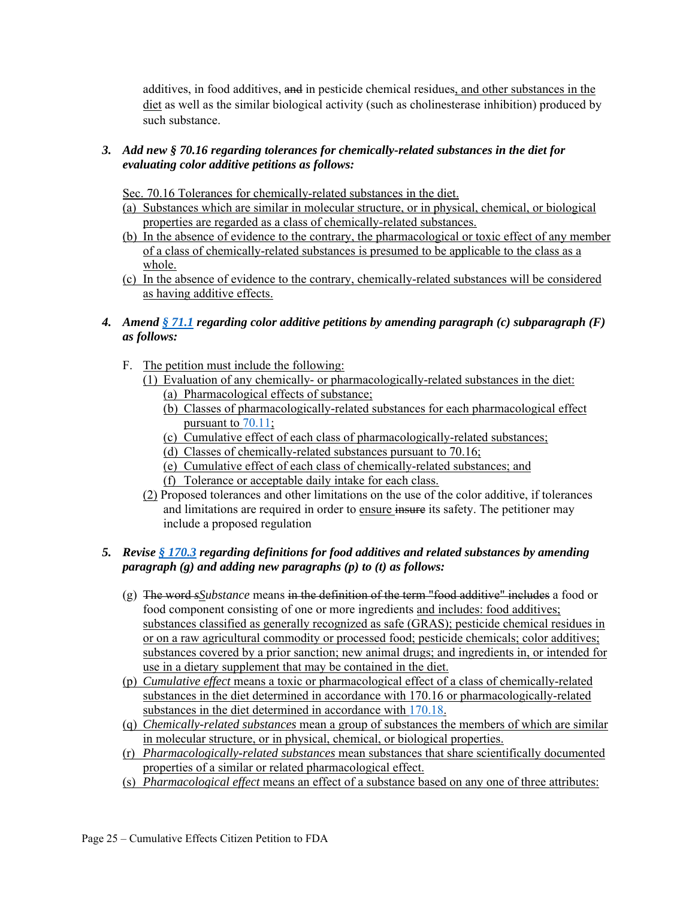additives, in food additives, ~~and~~ in pesticide chemical residues, and other substances in the diet as well as the similar biological activity (such as cholinesterase inhibition) produced by such substance.

3. ***Add new § 70.16 regarding tolerances for chemically-related substances in the diet for evaluating color additive petitions as follows:***

Sec. 70.16 Tolerances for chemically-related substances in the diet.

(a) Substances which are similar in molecular structure, or in physical, chemical, or biological properties are regarded as a class of chemically-related substances.

(b) In the absence of evidence to the contrary, the pharmacological or toxic effect of any member of a class of chemically-related substances is presumed to be applicable to the class as a whole.

(c) In the absence of evidence to the contrary, chemically-related substances will be considered as having additive effects.

4. ***Amend [§ 71.1] regarding color additive petitions by amending paragraph (c) subparagraph (F) as follows:***

F. The petition must include the following:

   (1) Evaluation of any chemically- or pharmacologically-related substances in the diet:

      (a) Pharmacological effects of substance;

      (b) Classes of pharmacologically-related substances for each pharmacological effect pursuant to 70.11;

      (c) Cumulative effect of each class of pharmacologically-related substances;

      (d) Classes of chemically-related substances pursuant to 70.16;

      (e) Cumulative effect of each class of chemically-related substances; and

      (f) Tolerance or acceptable daily intake for each class.

   (2) Proposed tolerances and other limitations on the use of the color additive, if tolerances and limitations are required in order to ensure ~~insure~~ its safety. The petitioner may include a proposed regulation

5. ***Revise [§ 170.3] regarding definitions for food additives and related substances by amending paragraph (g) and adding new paragraphs (p) to (t) as follows:***

(g) ~~The word s~~*Substance* means ~~in the definition of the term "food additive" includes~~ a food or food component consisting of one or more ingredients and includes: food additives; substances classified as generally recognized as safe (GRAS); pesticide chemical residues in or on a raw agricultural commodity or processed food; pesticide chemicals; color additives; substances covered by a prior sanction; new animal drugs; and ingredients in, or intended for use in a dietary supplement that may be contained in the diet.

(p) *Cumulative effect* means a toxic or pharmacological effect of a class of chemically-related substances in the diet determined in accordance with 170.16 or pharmacologically-related substances in the diet determined in accordance with 170.18.

(q) *Chemically-related substances* mean a group of substances the members of which are similar in molecular structure, or in physical, chemical, or biological properties.

(r) *Pharmacologically-related substances* mean substances that share scientifically documented properties of a similar or related pharmacological effect.

(s) *Pharmacological effect* means an effect of a substance based on any one of three attributes: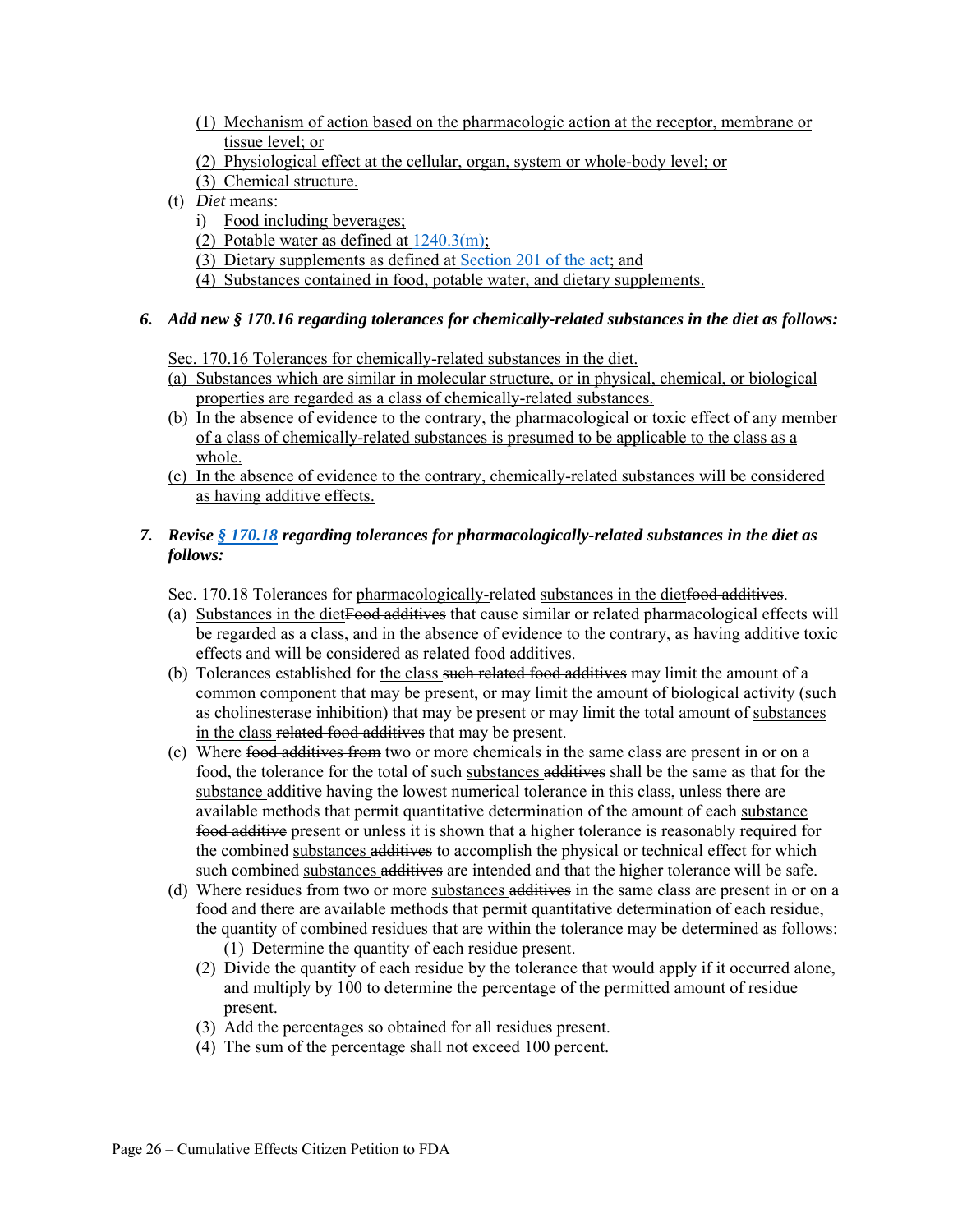(1) Mechanism of action based on the pharmacologic action at the receptor, membrane or tissue level; or

(2) Physiological effect at the cellular, organ, system or whole-body level; or

(3) Chemical structure.

(t) *Diet* means:

i) Food including beverages;

(2) Potable water as defined at 1240.3(m);

(3) Dietary supplements as defined at Section 201 of the act; and

(4) Substances contained in food, potable water, and dietary supplements.

***6. Add new § 170.16 regarding tolerances for chemically-related substances in the diet as follows:***

Sec. 170.16 Tolerances for chemically-related substances in the diet.

(a) Substances which are similar in molecular structure, or in physical, chemical, or biological properties are regarded as a class of chemically-related substances.

(b) In the absence of evidence to the contrary, the pharmacological or toxic effect of any member of a class of chemically-related substances is presumed to be applicable to the class as a whole.

(c) In the absence of evidence to the contrary, chemically-related substances will be considered as having additive effects.

***7. Revise § 170.18 regarding tolerances for pharmacologically-related substances in the diet as follows:***

Sec. 170.18 Tolerances for pharmacologically-related substances in the diet~~food additives~~.

(a) Substances in the diet~~Food additives~~ that cause similar or related pharmacological effects will be regarded as a class, and in the absence of evidence to the contrary, as having additive toxic effects ~~and will be considered as related food additives~~.

(b) Tolerances established for the class ~~such related food additives~~ may limit the amount of a common component that may be present, or may limit the amount of biological activity (such as cholinesterase inhibition) that may be present or may limit the total amount of substances in the class ~~related food additives~~ that may be present.

(c) Where ~~food additives from~~ two or more chemicals in the same class are present in or on a food, the tolerance for the total of such substances ~~additives~~ shall be the same as that for the substance ~~additive~~ having the lowest numerical tolerance in this class, unless there are available methods that permit quantitative determination of the amount of each substance ~~food additive~~ present or unless it is shown that a higher tolerance is reasonably required for the combined substances ~~additives~~ to accomplish the physical or technical effect for which such combined substances ~~additives~~ are intended and that the higher tolerance will be safe.

(d) Where residues from two or more substances ~~additives~~ in the same class are present in or on a food and there are available methods that permit quantitative determination of each residue, the quantity of combined residues that are within the tolerance may be determined as follows:

(1) Determine the quantity of each residue present.

(2) Divide the quantity of each residue by the tolerance that would apply if it occurred alone, and multiply by 100 to determine the percentage of the permitted amount of residue present.

(3) Add the percentages so obtained for all residues present.

(4) The sum of the percentage shall not exceed 100 percent.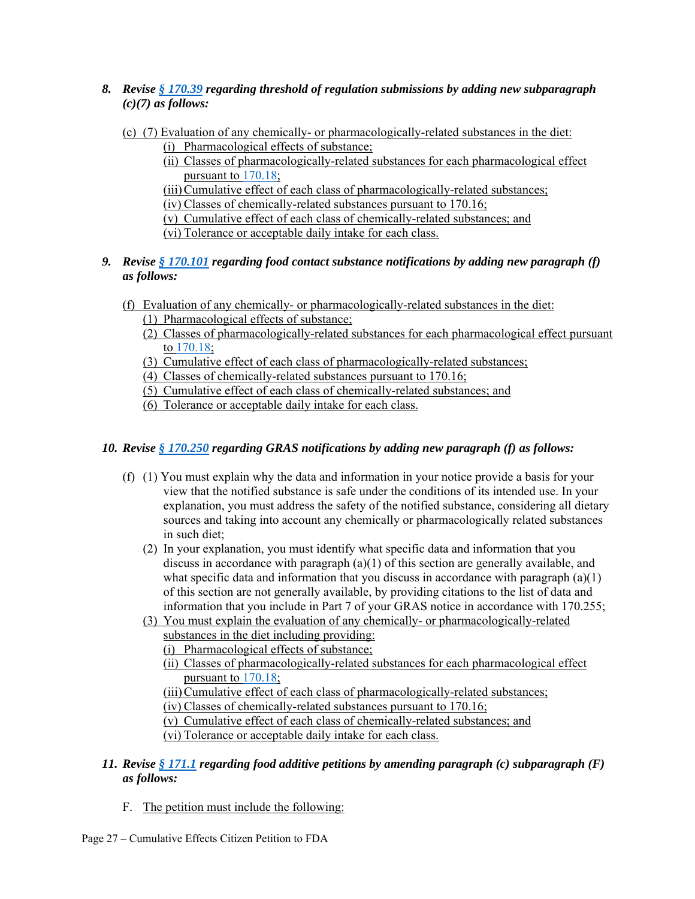8. ***Revise [§ 170.39](#) regarding threshold of regulation submissions by adding new subparagraph (c)(7) as follows:***

   (c) (7) Evaluation of any chemically- or pharmacologically-related substances in the diet:
   - (i) Pharmacological effects of substance;
   - (ii) Classes of pharmacologically-related substances for each pharmacological effect pursuant to [170.18](#);
   - (iii) Cumulative effect of each class of pharmacologically-related substances;
   - (iv) Classes of chemically-related substances pursuant to 170.16;
   - (v) Cumulative effect of each class of chemically-related substances; and
   - (vi) Tolerance or acceptable daily intake for each class.

9. ***Revise [§ 170.101](#) regarding food contact substance notifications by adding new paragraph (f) as follows:***

   (f) Evaluation of any chemically- or pharmacologically-related substances in the diet:
   - (1) Pharmacological effects of substance;
   - (2) Classes of pharmacologically-related substances for each pharmacological effect pursuant to [170.18](#);
   - (3) Cumulative effect of each class of pharmacologically-related substances;
   - (4) Classes of chemically-related substances pursuant to 170.16;
   - (5) Cumulative effect of each class of chemically-related substances; and
   - (6) Tolerance or acceptable daily intake for each class.

10. ***Revise [§ 170.250](#) regarding GRAS notifications by adding new paragraph (f) as follows:***

    (f) (1) You must explain why the data and information in your notice provide a basis for your view that the notified substance is safe under the conditions of its intended use. In your explanation, you must address the safety of the notified substance, considering all dietary sources and taking into account any chemically or pharmacologically related substances in such diet;

    (2) In your explanation, you must identify what specific data and information that you discuss in accordance with paragraph (a)(1) of this section are generally available, and what specific data and information that you discuss in accordance with paragraph (a)(1) of this section are not generally available, by providing citations to the list of data and information that you include in Part 7 of your GRAS notice in accordance with 170.255;

    (3) You must explain the evaluation of any chemically- or pharmacologically-related substances in the diet including providing:
    - (i) Pharmacological effects of substance;
    - (ii) Classes of pharmacologically-related substances for each pharmacological effect pursuant to [170.18](#);
    - (iii) Cumulative effect of each class of pharmacologically-related substances;
    - (iv) Classes of chemically-related substances pursuant to 170.16;
    - (v) Cumulative effect of each class of chemically-related substances; and
    - (vi) Tolerance or acceptable daily intake for each class.

11. ***Revise [§ 171.1](#) regarding food additive petitions by amending paragraph (c) subparagraph (F) as follows:***

    F. The petition must include the following: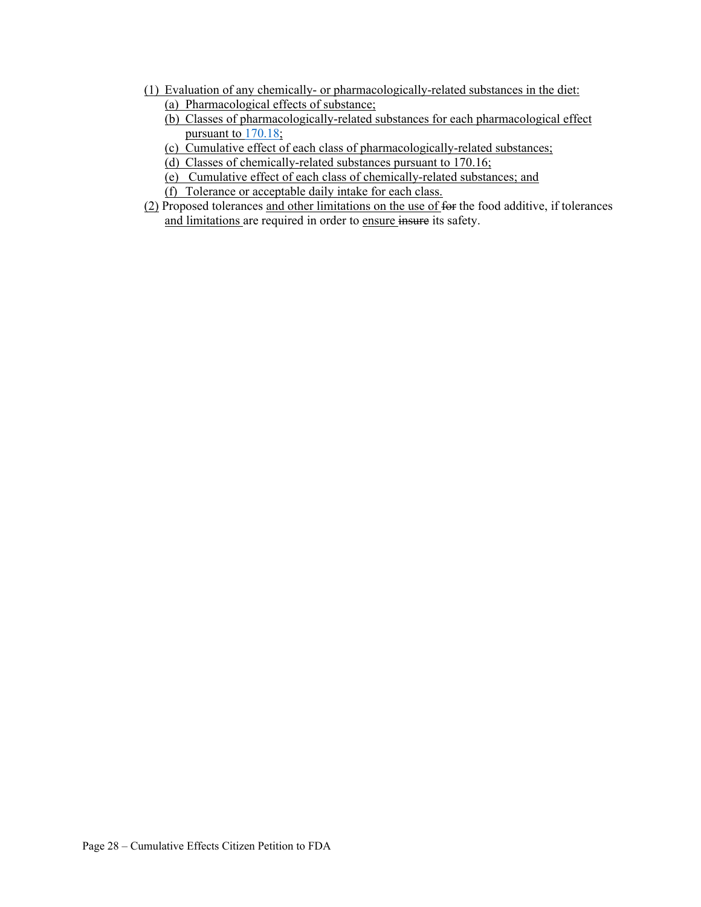(1) Evaluation of any chemically- or pharmacologically-related substances in the diet:
   - (a) Pharmacological effects of substance;
   - (b) Classes of pharmacologically-related substances for each pharmacological effect pursuant to 170.18;
   - (c) Cumulative effect of each class of pharmacologically-related substances;
   - (d) Classes of chemically-related substances pursuant to 170.16;
   - (e) Cumulative effect of each class of chemically-related substances; and
   - (f) Tolerance or acceptable daily intake for each class.

(2) Proposed tolerances and other limitations on the use of ~~for~~ the food additive, if tolerances and limitations are required in order to ensure ~~insure~~ its safety.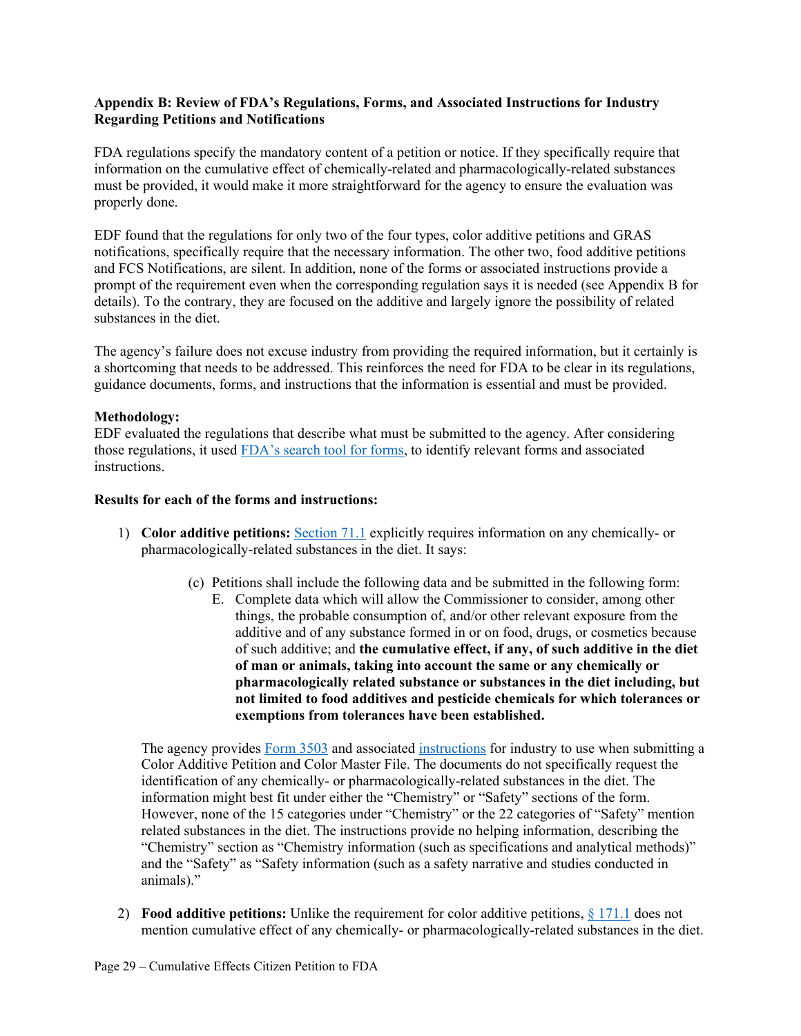**Appendix B: Review of FDA's Regulations, Forms, and Associated Instructions for Industry Regarding Petitions and Notifications**

FDA regulations specify the mandatory content of a petition or notice. If they specifically require that information on the cumulative effect of chemically-related and pharmacologically-related substances must be provided, it would make it more straightforward for the agency to ensure the evaluation was properly done.

EDF found that the regulations for only two of the four types, color additive petitions and GRAS notifications, specifically require that the necessary information. The other two, food additive petitions and FCS Notifications, are silent. In addition, none of the forms or associated instructions provide a prompt of the requirement even when the corresponding regulation says it is needed (see Appendix B for details). To the contrary, they are focused on the additive and largely ignore the possibility of related substances in the diet.

The agency's failure does not excuse industry from providing the required information, but it certainly is a shortcoming that needs to be addressed. This reinforces the need for FDA to be clear in its regulations, guidance documents, forms, and instructions that the information is essential and must be provided.

**Methodology:**
EDF evaluated the regulations that describe what must be submitted to the agency. After considering those regulations, it used FDA's search tool for forms, to identify relevant forms and associated instructions.

**Results for each of the forms and instructions:**

1) **Color additive petitions:** Section 71.1 explicitly requires information on any chemically- or pharmacologically-related substances in the diet. It says:

   > (c) Petitions shall include the following data and be submitted in the following form:
   > E. Complete data which will allow the Commissioner to consider, among other things, the probable consumption of, and/or other relevant exposure from the additive and of any substance formed in or on food, drugs, or cosmetics because of such additive; and **the cumulative effect, if any, of such additive in the diet of man or animals, taking into account the same or any chemically or pharmacologically related substance or substances in the diet including, but not limited to food additives and pesticide chemicals for which tolerances or exemptions from tolerances have been established.**

   The agency provides Form 3503 and associated instructions for industry to use when submitting a Color Additive Petition and Color Master File. The documents do not specifically request the identification of any chemically- or pharmacologically-related substances in the diet. The information might best fit under either the "Chemistry" or "Safety" sections of the form. However, none of the 15 categories under "Chemistry" or the 22 categories of "Safety" mention related substances in the diet. The instructions provide no helping information, describing the "Chemistry" section as "Chemistry information (such as specifications and analytical methods)" and the "Safety" as "Safety information (such as a safety narrative and studies conducted in animals)."

2) **Food additive petitions:** Unlike the requirement for color additive petitions, § 171.1 does not mention cumulative effect of any chemically- or pharmacologically-related substances in the diet.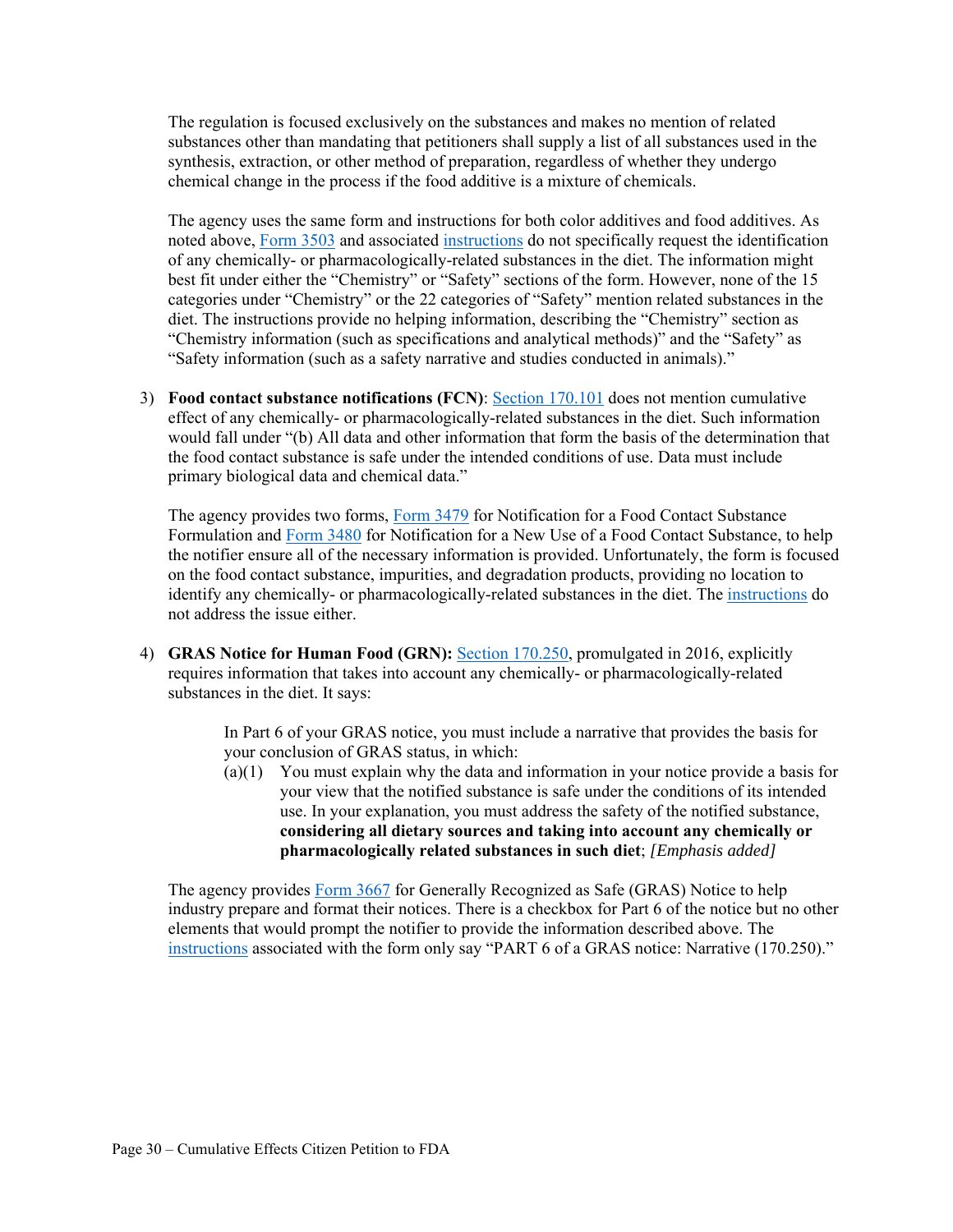The regulation is focused exclusively on the substances and makes no mention of related substances other than mandating that petitioners shall supply a list of all substances used in the synthesis, extraction, or other method of preparation, regardless of whether they undergo chemical change in the process if the food additive is a mixture of chemicals.

The agency uses the same form and instructions for both color additives and food additives. As noted above, Form 3503 and associated instructions do not specifically request the identification of any chemically- or pharmacologically-related substances in the diet. The information might best fit under either the "Chemistry" or "Safety" sections of the form. However, none of the 15 categories under "Chemistry" or the 22 categories of "Safety" mention related substances in the diet. The instructions provide no helping information, describing the "Chemistry" section as "Chemistry information (such as specifications and analytical methods)" and the "Safety" as "Safety information (such as a safety narrative and studies conducted in animals)."

3) **Food contact substance notifications (FCN)**: Section 170.101 does not mention cumulative effect of any chemically- or pharmacologically-related substances in the diet. Such information would fall under "(b) All data and other information that form the basis of the determination that the food contact substance is safe under the intended conditions of use. Data must include primary biological data and chemical data."

   The agency provides two forms, Form 3479 for Notification for a Food Contact Substance Formulation and Form 3480 for Notification for a New Use of a Food Contact Substance, to help the notifier ensure all of the necessary information is provided. Unfortunately, the form is focused on the food contact substance, impurities, and degradation products, providing no location to identify any chemically- or pharmacologically-related substances in the diet. The instructions do not address the issue either.

4) **GRAS Notice for Human Food (GRN):** Section 170.250, promulgated in 2016, explicitly requires information that takes into account any chemically- or pharmacologically-related substances in the diet. It says:

   > In Part 6 of your GRAS notice, you must include a narrative that provides the basis for your conclusion of GRAS status, in which:
   >
   > (a)(1) You must explain why the data and information in your notice provide a basis for your view that the notified substance is safe under the conditions of its intended use. In your explanation, you must address the safety of the notified substance, **considering all dietary sources and taking into account any chemically or pharmacologically related substances in such diet**; *[Emphasis added]*

   The agency provides Form 3667 for Generally Recognized as Safe (GRAS) Notice to help industry prepare and format their notices. There is a checkbox for Part 6 of the notice but no other elements that would prompt the notifier to provide the information described above. The instructions associated with the form only say "PART 6 of a GRAS notice: Narrative (170.250)."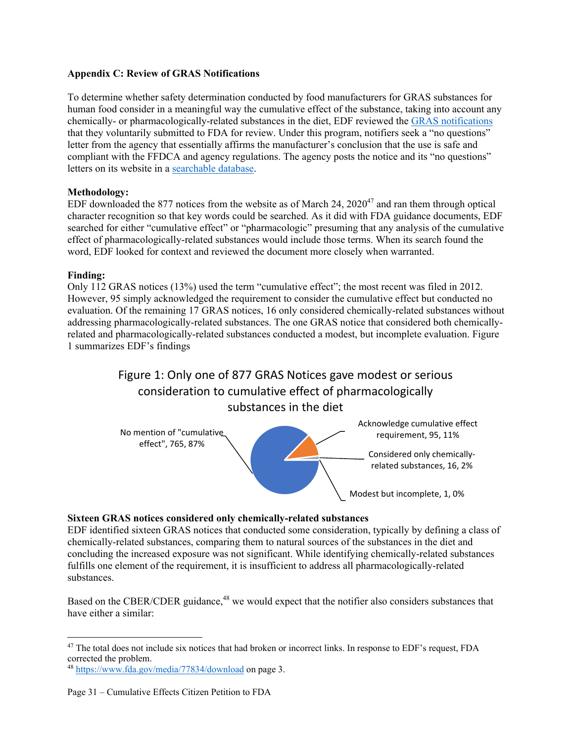**Appendix C: Review of GRAS Notifications**

To determine whether safety determination conducted by food manufacturers for GRAS substances for human food consider in a meaningful way the cumulative effect of the substance, taking into account any chemically- or pharmacologically-related substances in the diet, EDF reviewed the GRAS notifications that they voluntarily submitted to FDA for review. Under this program, notifiers seek a "no questions" letter from the agency that essentially affirms the manufacturer's conclusion that the use is safe and compliant with the FFDCA and agency regulations. The agency posts the notice and its "no questions" letters on its website in a searchable database.

**Methodology:**
EDF downloaded the 877 notices from the website as of March 24, 2020[47] and ran them through optical character recognition so that key words could be searched. As it did with FDA guidance documents, EDF searched for either "cumulative effect" or "pharmacologic" presuming that any analysis of the cumulative effect of pharmacologically-related substances would include those terms. When its search found the word, EDF looked for context and reviewed the document more closely when warranted.

**Finding:**
Only 112 GRAS notices (13%) used the term "cumulative effect"; the most recent was filed in 2012. However, 95 simply acknowledged the requirement to consider the cumulative effect but conducted no evaluation. Of the remaining 17 GRAS notices, 16 only considered chemically-related substances without addressing pharmacologically-related substances. The one GRAS notice that considered both chemically-related and pharmacologically-related substances conducted a modest, but incomplete evaluation. Figure 1 summarizes EDF's findings

Figure 1: Only one of 877 GRAS Notices gave modest or serious consideration to cumulative effect of pharmacologically substances in the diet

| Category | Number | Percent |
|---|---|---|
| No mention of "cumulative effect" | 765 | 87% |
| Acknowledge cumulative effect requirement | 95 | 11% |
| Considered only chemically-related substances | 16 | 2% |
| Modest but incomplete | 1 | 0% |

**Sixteen GRAS notices considered only chemically-related substances**
EDF identified sixteen GRAS notices that conducted some consideration, typically by defining a class of chemically-related substances, comparing them to natural sources of the substances in the diet and concluding the increased exposure was not significant. While identifying chemically-related substances fulfills one element of the requirement, it is insufficient to address all pharmacologically-related substances.

Based on the CBER/CDER guidance,[48] we would expect that the notifier also considers substances that have either a similar:

[47] The total does not include six notices that had broken or incorrect links. In response to EDF's request, FDA corrected the problem.

[48] https://www.fda.gov/media/77834/download on page 3.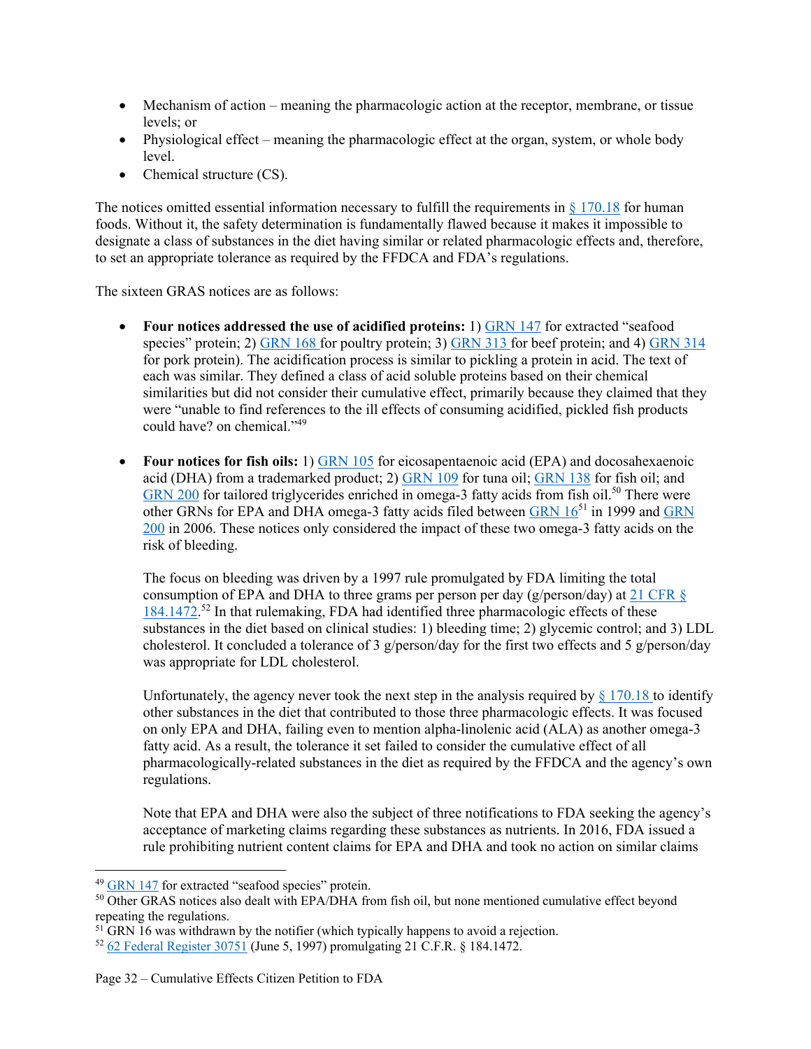- Mechanism of action – meaning the pharmacologic action at the receptor, membrane, or tissue levels; or
- Physiological effect – meaning the pharmacologic effect at the organ, system, or whole body level.
- Chemical structure (CS).

The notices omitted essential information necessary to fulfill the requirements in § 170.18 for human foods. Without it, the safety determination is fundamentally flawed because it makes it impossible to designate a class of substances in the diet having similar or related pharmacologic effects and, therefore, to set an appropriate tolerance as required by the FFDCA and FDA's regulations.

The sixteen GRAS notices are as follows:

- **Four notices addressed the use of acidified proteins:** 1) GRN 147 for extracted "seafood species" protein; 2) GRN 168 for poultry protein; 3) GRN 313 for beef protein; and 4) GRN 314 for pork protein). The acidification process is similar to pickling a protein in acid. The text of each was similar. They defined a class of acid soluble proteins based on their chemical similarities but did not consider their cumulative effect, primarily because they claimed that they were "unable to find references to the ill effects of consuming acidified, pickled fish products could have? on chemical."[49]

- **Four notices for fish oils:** 1) GRN 105 for eicosapentaenoic acid (EPA) and docosahexaenoic acid (DHA) from a trademarked product; 2) GRN 109 for tuna oil; GRN 138 for fish oil; and GRN 200 for tailored triglycerides enriched in omega-3 fatty acids from fish oil.[50] There were other GRNs for EPA and DHA omega-3 fatty acids filed between GRN 16[51] in 1999 and GRN 200 in 2006. These notices only considered the impact of these two omega-3 fatty acids on the risk of bleeding.

  The focus on bleeding was driven by a 1997 rule promulgated by FDA limiting the total consumption of EPA and DHA to three grams per person per day (g/person/day) at 21 CFR § 184.1472.[52] In that rulemaking, FDA had identified three pharmacologic effects of these substances in the diet based on clinical studies: 1) bleeding time; 2) glycemic control; and 3) LDL cholesterol. It concluded a tolerance of 3 g/person/day for the first two effects and 5 g/person/day was appropriate for LDL cholesterol.

  Unfortunately, the agency never took the next step in the analysis required by § 170.18 to identify other substances in the diet that contributed to those three pharmacologic effects. It was focused on only EPA and DHA, failing even to mention alpha-linolenic acid (ALA) as another omega-3 fatty acid. As a result, the tolerance it set failed to consider the cumulative effect of all pharmacologically-related substances in the diet as required by the FFDCA and the agency's own regulations.

  Note that EPA and DHA were also the subject of three notifications to FDA seeking the agency's acceptance of marketing claims regarding these substances as nutrients. In 2016, FDA issued a rule prohibiting nutrient content claims for EPA and DHA and took no action on similar claims

---

[49] GRN 147 for extracted "seafood species" protein.

[50] Other GRAS notices also dealt with EPA/DHA from fish oil, but none mentioned cumulative effect beyond repeating the regulations.

[51] GRN 16 was withdrawn by the notifier (which typically happens to avoid a rejection.

[52] 62 Federal Register 30751 (June 5, 1997) promulgating 21 C.F.R. § 184.1472.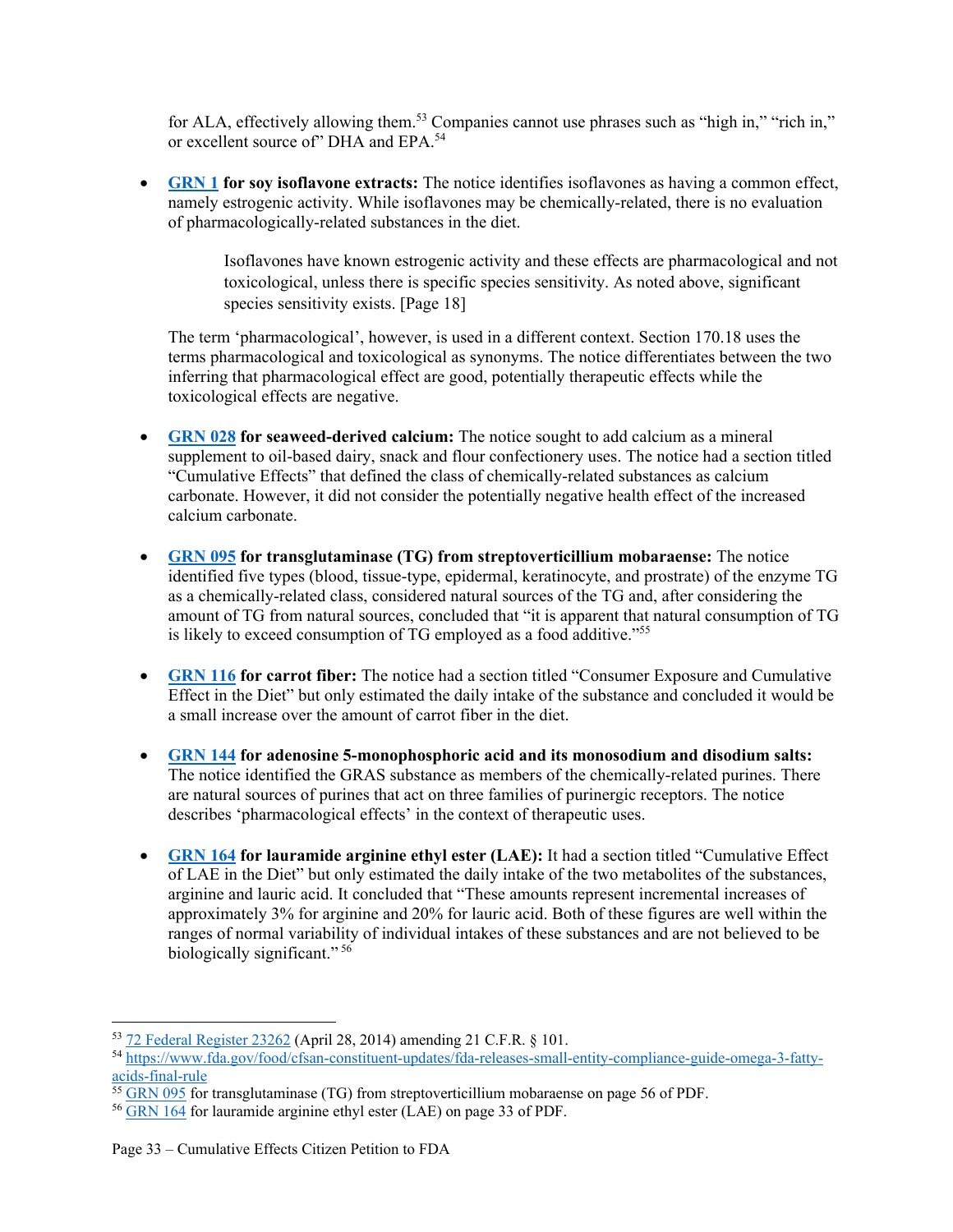for ALA, effectively allowing them.[53] Companies cannot use phrases such as "high in," "rich in," or excellent source of" DHA and EPA.[54]

- **GRN 1 for soy isoflavone extracts:** The notice identifies isoflavones as having a common effect, namely estrogenic activity. While isoflavones may be chemically-related, there is no evaluation of pharmacologically-related substances in the diet.

  > Isoflavones have known estrogenic activity and these effects are pharmacological and not toxicological, unless there is specific species sensitivity. As noted above, significant species sensitivity exists. [Page 18]

  The term 'pharmacological', however, is used in a different context. Section 170.18 uses the terms pharmacological and toxicological as synonyms. The notice differentiates between the two inferring that pharmacological effect are good, potentially therapeutic effects while the toxicological effects are negative.

- **GRN 028 for seaweed-derived calcium:** The notice sought to add calcium as a mineral supplement to oil-based dairy, snack and flour confectionery uses. The notice had a section titled "Cumulative Effects" that defined the class of chemically-related substances as calcium carbonate. However, it did not consider the potentially negative health effect of the increased calcium carbonate.

- **GRN 095 for transglutaminase (TG) from streptoverticillium mobaraense:** The notice identified five types (blood, tissue-type, epidermal, keratinocyte, and prostrate) of the enzyme TG as a chemically-related class, considered natural sources of the TG and, after considering the amount of TG from natural sources, concluded that "it is apparent that natural consumption of TG is likely to exceed consumption of TG employed as a food additive."[55]

- **GRN 116 for carrot fiber:** The notice had a section titled "Consumer Exposure and Cumulative Effect in the Diet" but only estimated the daily intake of the substance and concluded it would be a small increase over the amount of carrot fiber in the diet.

- **GRN 144 for adenosine 5-monophosphoric acid and its monosodium and disodium salts:** The notice identified the GRAS substance as members of the chemically-related purines. There are natural sources of purines that act on three families of purinergic receptors. The notice describes 'pharmacological effects' in the context of therapeutic uses.

- **GRN 164 for lauramide arginine ethyl ester (LAE):** It had a section titled "Cumulative Effect of LAE in the Diet" but only estimated the daily intake of the two metabolites of the substances, arginine and lauric acid. It concluded that "These amounts represent incremental increases of approximately 3% for arginine and 20% for lauric acid. Both of these figures are well within the ranges of normal variability of individual intakes of these substances and are not believed to be biologically significant."[56]

---

[53] 72 Federal Register 23262 (April 28, 2014) amending 21 C.F.R. § 101.

[54] https://www.fda.gov/food/cfsan-constituent-updates/fda-releases-small-entity-compliance-guide-omega-3-fatty-acids-final-rule

[55] GRN 095 for transglutaminase (TG) from streptoverticillium mobaraense on page 56 of PDF.

[56] GRN 164 for lauramide arginine ethyl ester (LAE) on page 33 of PDF.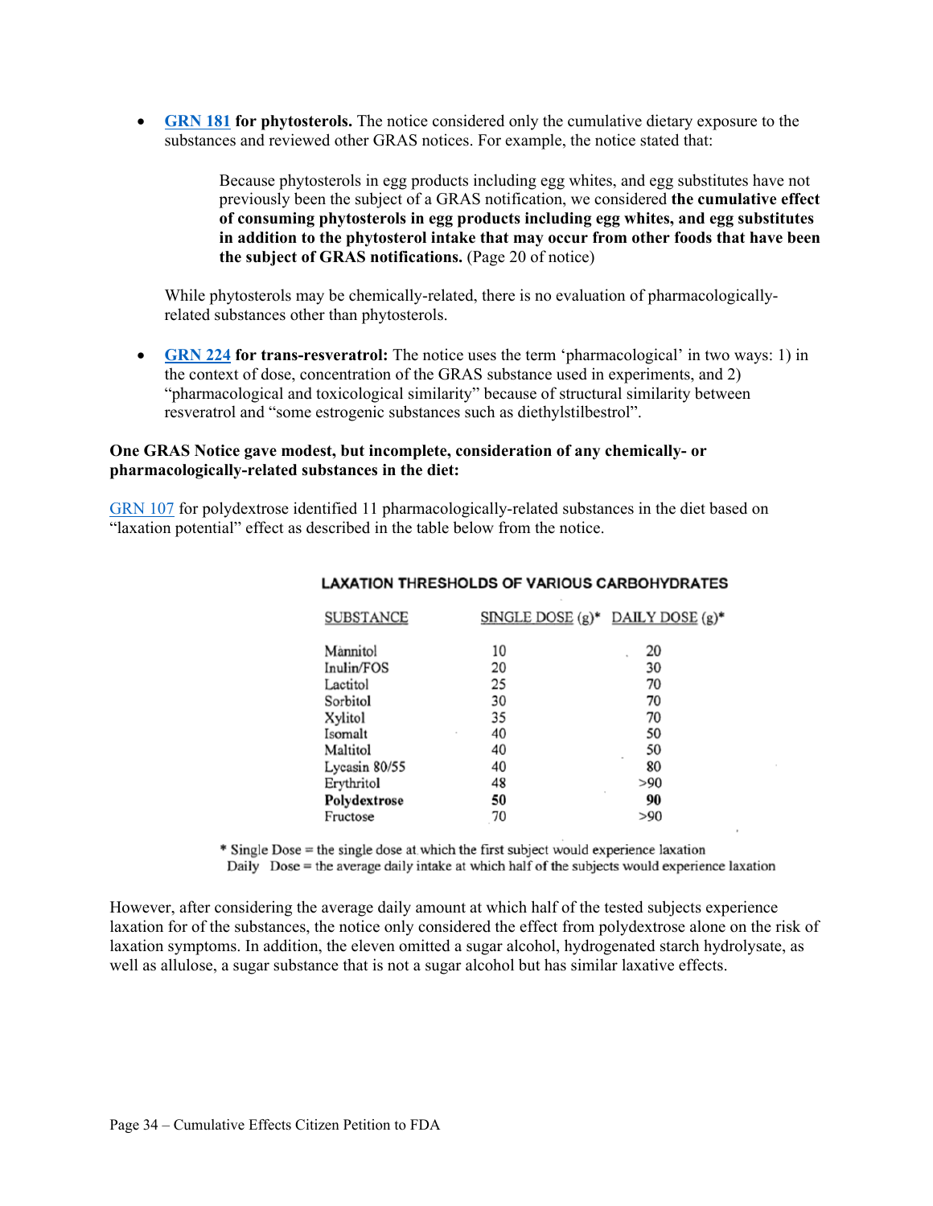- **[GRN 181](#) for phytosterols.** The notice considered only the cumulative dietary exposure to the substances and reviewed other GRAS notices. For example, the notice stated that:

  > Because phytosterols in egg products including egg whites, and egg substitutes have not previously been the subject of a GRAS notification, we considered **the cumulative effect of consuming phytosterols in egg products including egg whites, and egg substitutes in addition to the phytosterol intake that may occur from other foods that have been the subject of GRAS notifications.** (Page 20 of notice)

  While phytosterols may be chemically-related, there is no evaluation of pharmacologically-related substances other than phytosterols.

- **[GRN 224](#) for trans-resveratrol:** The notice uses the term 'pharmacological' in two ways: 1) in the context of dose, concentration of the GRAS substance used in experiments, and 2) "pharmacological and toxicological similarity" because of structural similarity between resveratrol and "some estrogenic substances such as diethylstilbestrol".

**One GRAS Notice gave modest, but incomplete, consideration of any chemically- or pharmacologically-related substances in the diet:**

[GRN 107](#) for polydextrose identified 11 pharmacologically-related substances in the diet based on "laxation potential" effect as described in the table below from the notice.

**LAXATION THRESHOLDS OF VARIOUS CARBOHYDRATES**

| SUBSTANCE | SINGLE DOSE (g)* | DAILY DOSE (g)* |
|---|---|---|
| Mannitol | 10 | 20 |
| Inulin/FOS | 20 | 30 |
| Lactitol | 25 | 70 |
| Sorbitol | 30 | 70 |
| Xylitol | 35 | 70 |
| Isomalt | 40 | 50 |
| Maltitol | 40 | 50 |
| Lycasin 80/55 | 40 | 80 |
| Erythritol | 48 | >90 |
| **Polydextrose** | **50** | **90** |
| Fructose | 70 | >90 |

\* Single Dose = the single dose at which the first subject would experience laxation
Daily Dose = the average daily intake at which half of the subjects would experience laxation

However, after considering the average daily amount at which half of the tested subjects experience laxation for of the substances, the notice only considered the effect from polydextrose alone on the risk of laxation symptoms. In addition, the eleven omitted a sugar alcohol, hydrogenated starch hydrolysate, as well as allulose, a sugar substance that is not a sugar alcohol but has similar laxative effects.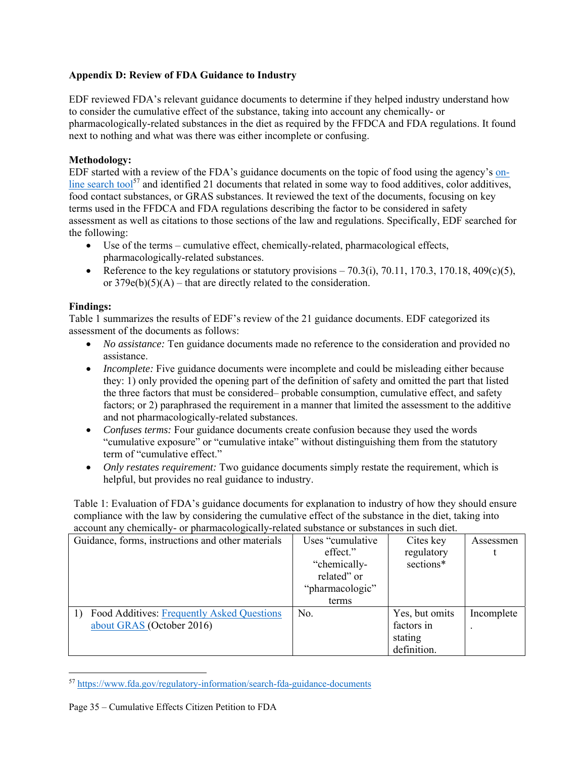**Appendix D: Review of FDA Guidance to Industry**

EDF reviewed FDA's relevant guidance documents to determine if they helped industry understand how to consider the cumulative effect of the substance, taking into account any chemically- or pharmacologically-related substances in the diet as required by the FFDCA and FDA regulations. It found next to nothing and what was there was either incomplete or confusing.

**Methodology:**
EDF started with a review of the FDA's guidance documents on the topic of food using the agency's on-line search tool[57] and identified 21 documents that related in some way to food additives, color additives, food contact substances, or GRAS substances. It reviewed the text of the documents, focusing on key terms used in the FFDCA and FDA regulations describing the factor to be considered in safety assessment as well as citations to those sections of the law and regulations. Specifically, EDF searched for the following:

- Use of the terms – cumulative effect, chemically-related, pharmacological effects, pharmacologically-related substances.
- Reference to the key regulations or statutory provisions – 70.3(i), 70.11, 170.3, 170.18, 409(c)(5), or 379e(b)(5)(A) – that are directly related to the consideration.

**Findings:**
Table 1 summarizes the results of EDF's review of the 21 guidance documents. EDF categorized its assessment of the documents as follows:

- *No assistance:* Ten guidance documents made no reference to the consideration and provided no assistance.
- *Incomplete:* Five guidance documents were incomplete and could be misleading either because they: 1) only provided the opening part of the definition of safety and omitted the part that listed the three factors that must be considered– probable consumption, cumulative effect, and safety factors; or 2) paraphrased the requirement in a manner that limited the assessment to the additive and not pharmacologically-related substances.
- *Confuses terms:* Four guidance documents create confusion because they used the words "cumulative exposure" or "cumulative intake" without distinguishing them from the statutory term of "cumulative effect."
- *Only restates requirement:* Two guidance documents simply restate the requirement, which is helpful, but provides no real guidance to industry.

Table 1: Evaluation of FDA's guidance documents for explanation to industry of how they should ensure compliance with the law by considering the cumulative effect of the substance in the diet, taking into account any chemically- or pharmacologically-related substance or substances in such diet.

| Guidance, forms, instructions and other materials | Uses "cumulative effect." "chemically-related" or "pharmacologic" terms | Cites key regulatory sections* | Assessment |
|---|---|---|---|
| 1) Food Additives: Frequently Asked Questions about GRAS (October 2016) | No. | Yes, but omits factors in stating definition. | Incomplete. |

[57] https://www.fda.gov/regulatory-information/search-fda-guidance-documents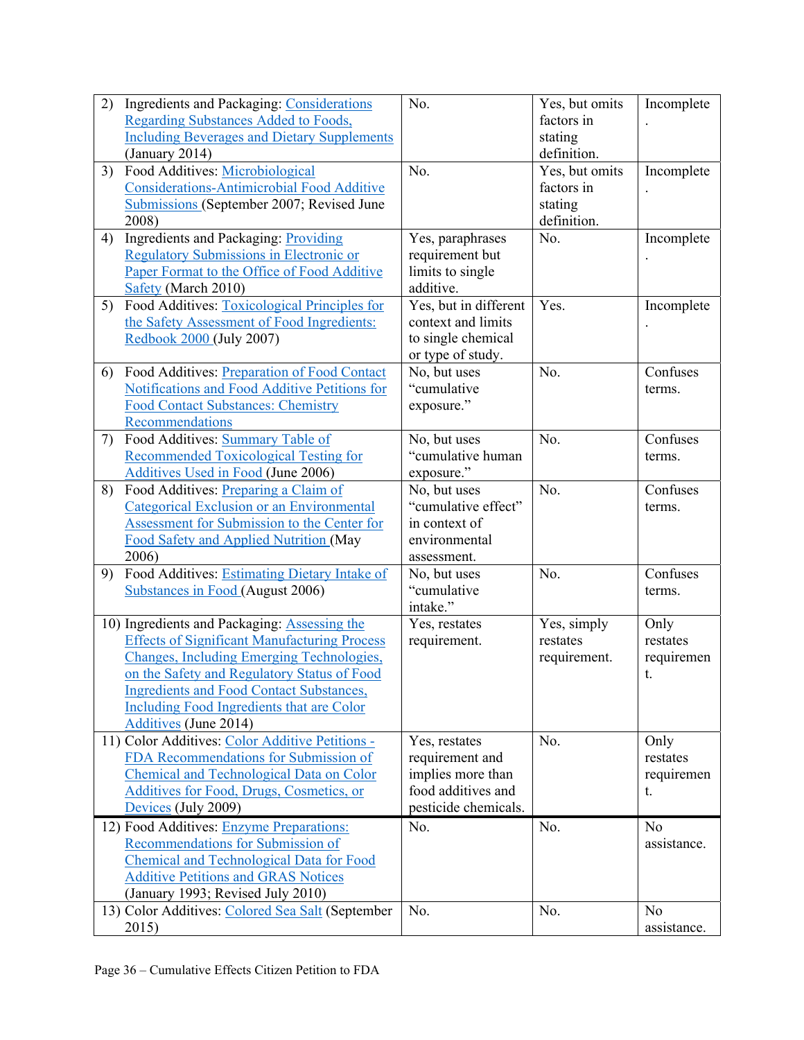| | | | |
|---|---|---|---|
| 2) Ingredients and Packaging: Considerations Regarding Substances Added to Foods, Including Beverages and Dietary Supplements (January 2014) | No. | Yes, but omits factors in stating definition. | Incomplete. |
| 3) Food Additives: Microbiological Considerations-Antimicrobial Food Additive Submissions (September 2007; Revised June 2008) | No. | Yes, but omits factors in stating definition. | Incomplete. |
| 4) Ingredients and Packaging: Providing Regulatory Submissions in Electronic or Paper Format to the Office of Food Additive Safety (March 2010) | Yes, paraphrases requirement but limits to single additive. | No. | Incomplete. |
| 5) Food Additives: Toxicological Principles for the Safety Assessment of Food Ingredients: Redbook 2000 (July 2007) | Yes, but in different context and limits to single chemical or type of study. | Yes. | Incomplete. |
| 6) Food Additives: Preparation of Food Contact Notifications and Food Additive Petitions for Food Contact Substances: Chemistry Recommendations | No, but uses "cumulative exposure." | No. | Confuses terms. |
| 7) Food Additives: Summary Table of Recommended Toxicological Testing for Additives Used in Food (June 2006) | No, but uses "cumulative human exposure." | No. | Confuses terms. |
| 8) Food Additives: Preparing a Claim of Categorical Exclusion or an Environmental Assessment for Submission to the Center for Food Safety and Applied Nutrition (May 2006) | No, but uses "cumulative effect" in context of environmental assessment. | No. | Confuses terms. |
| 9) Food Additives: Estimating Dietary Intake of Substances in Food (August 2006) | No, but uses "cumulative intake." | No. | Confuses terms. |
| 10) Ingredients and Packaging: Assessing the Effects of Significant Manufacturing Process Changes, Including Emerging Technologies, on the Safety and Regulatory Status of Food Ingredients and Food Contact Substances, Including Food Ingredients that are Color Additives (June 2014) | Yes, restates requirement. | Yes, simply restates requirement. | Only restates requirement. |
| 11) Color Additives: Color Additive Petitions - FDA Recommendations for Submission of Chemical and Technological Data on Color Additives for Food, Drugs, Cosmetics, or Devices (July 2009) | Yes, restates requirement and implies more than food additives and pesticide chemicals. | No. | Only restates requirement. |
| 12) Food Additives: Enzyme Preparations: Recommendations for Submission of Chemical and Technological Data for Food Additive Petitions and GRAS Notices (January 1993; Revised July 2010) | No. | No. | No assistance. |
| 13) Color Additives: Colored Sea Salt (September 2015) | No. | No. | No assistance. |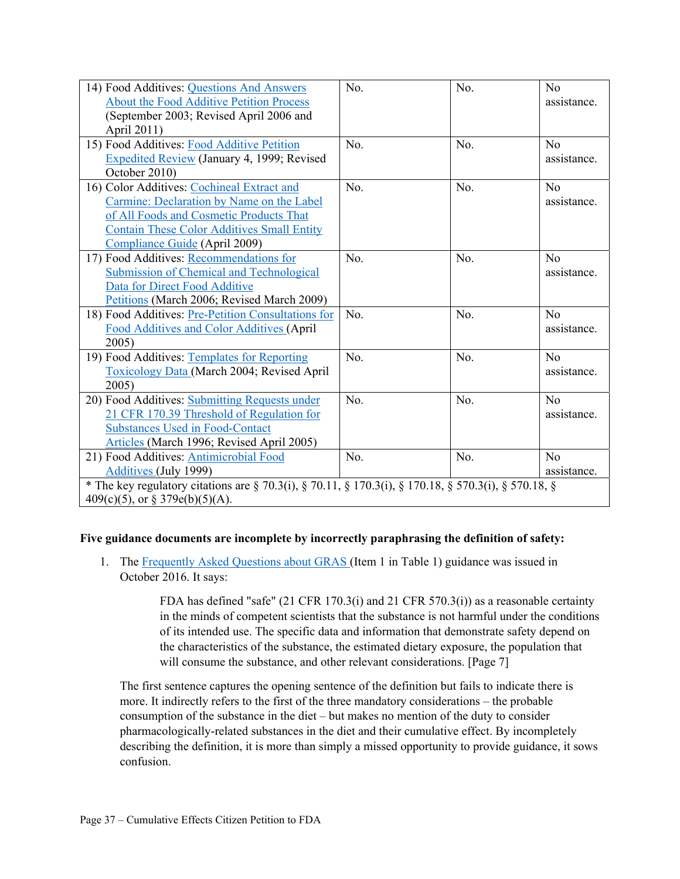| | | | |
|---|---|---|---|
| 14) Food Additives: Questions And Answers About the Food Additive Petition Process (September 2003; Revised April 2006 and April 2011) | No. | No. | No assistance. |
| 15) Food Additives: Food Additive Petition Expedited Review (January 4, 1999; Revised October 2010) | No. | No. | No assistance. |
| 16) Color Additives: Cochineal Extract and Carmine: Declaration by Name on the Label of All Foods and Cosmetic Products That Contain These Color Additives Small Entity Compliance Guide (April 2009) | No. | No. | No assistance. |
| 17) Food Additives: Recommendations for Submission of Chemical and Technological Data for Direct Food Additive Petitions (March 2006; Revised March 2009) | No. | No. | No assistance. |
| 18) Food Additives: Pre-Petition Consultations for Food Additives and Color Additives (April 2005) | No. | No. | No assistance. |
| 19) Food Additives: Templates for Reporting Toxicology Data (March 2004; Revised April 2005) | No. | No. | No assistance. |
| 20) Food Additives: Submitting Requests under 21 CFR 170.39 Threshold of Regulation for Substances Used in Food-Contact Articles (March 1996; Revised April 2005) | No. | No. | No assistance. |
| 21) Food Additives: Antimicrobial Food Additives (July 1999) | No. | No. | No assistance. |

* The key regulatory citations are § 70.3(i), § 70.11, § 170.3(i), § 170.18, § 570.3(i), § 570.18, § 409(c)(5), or § 379e(b)(5)(A).

**Five guidance documents are incomplete by incorrectly paraphrasing the definition of safety:**

1. The Frequently Asked Questions about GRAS (Item 1 in Table 1) guidance was issued in October 2016. It says:

   > FDA has defined "safe" (21 CFR 170.3(i) and 21 CFR 570.3(i)) as a reasonable certainty in the minds of competent scientists that the substance is not harmful under the conditions of its intended use. The specific data and information that demonstrate safety depend on the characteristics of the substance, the estimated dietary exposure, the population that will consume the substance, and other relevant considerations. [Page 7]

   The first sentence captures the opening sentence of the definition but fails to indicate there is more. It indirectly refers to the first of the three mandatory considerations – the probable consumption of the substance in the diet – but makes no mention of the duty to consider pharmacologically-related substances in the diet and their cumulative effect. By incompletely describing the definition, it is more than simply a missed opportunity to provide guidance, it sows confusion.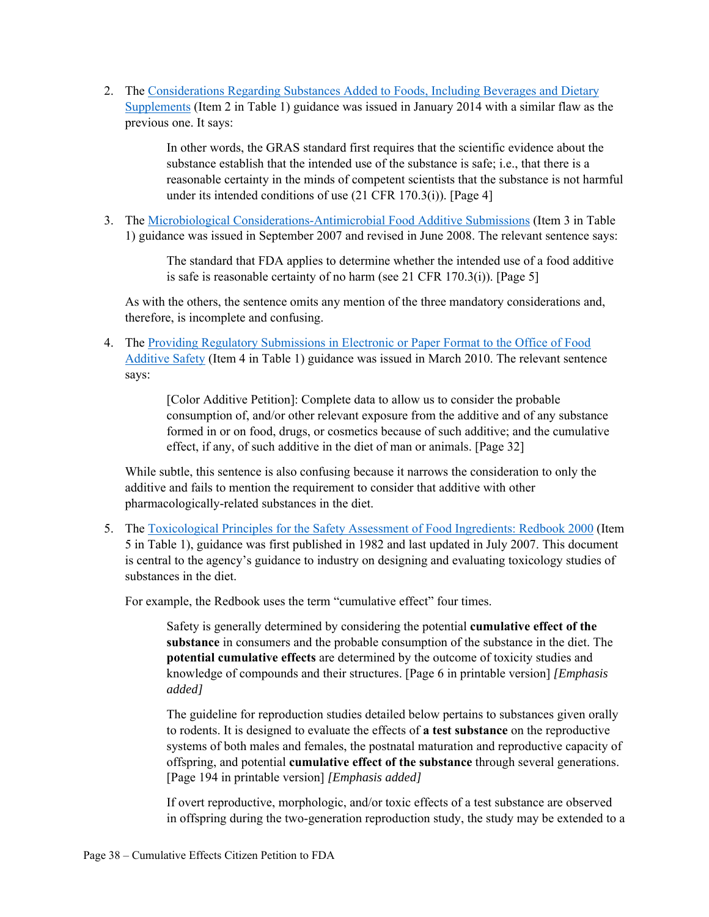2. The Considerations Regarding Substances Added to Foods, Including Beverages and Dietary Supplements (Item 2 in Table 1) guidance was issued in January 2014 with a similar flaw as the previous one. It says:

   > In other words, the GRAS standard first requires that the scientific evidence about the substance establish that the intended use of the substance is safe; i.e., that there is a reasonable certainty in the minds of competent scientists that the substance is not harmful under its intended conditions of use (21 CFR 170.3(i)). [Page 4]

3. The Microbiological Considerations-Antimicrobial Food Additive Submissions (Item 3 in Table 1) guidance was issued in September 2007 and revised in June 2008. The relevant sentence says:

   > The standard that FDA applies to determine whether the intended use of a food additive is safe is reasonable certainty of no harm (see 21 CFR 170.3(i)). [Page 5]

   As with the others, the sentence omits any mention of the three mandatory considerations and, therefore, is incomplete and confusing.

4. The Providing Regulatory Submissions in Electronic or Paper Format to the Office of Food Additive Safety (Item 4 in Table 1) guidance was issued in March 2010. The relevant sentence says:

   > [Color Additive Petition]: Complete data to allow us to consider the probable consumption of, and/or other relevant exposure from the additive and of any substance formed in or on food, drugs, or cosmetics because of such additive; and the cumulative effect, if any, of such additive in the diet of man or animals. [Page 32]

   While subtle, this sentence is also confusing because it narrows the consideration to only the additive and fails to mention the requirement to consider that additive with other pharmacologically-related substances in the diet.

5. The Toxicological Principles for the Safety Assessment of Food Ingredients: Redbook 2000 (Item 5 in Table 1), guidance was first published in 1982 and last updated in July 2007. This document is central to the agency's guidance to industry on designing and evaluating toxicology studies of substances in the diet.

   For example, the Redbook uses the term "cumulative effect" four times.

   > Safety is generally determined by considering the potential **cumulative effect of the substance** in consumers and the probable consumption of the substance in the diet. The **potential cumulative effects** are determined by the outcome of toxicity studies and knowledge of compounds and their structures. [Page 6 in printable version] *[Emphasis added]*

   > The guideline for reproduction studies detailed below pertains to substances given orally to rodents. It is designed to evaluate the effects of **a test substance** on the reproductive systems of both males and females, the postnatal maturation and reproductive capacity of offspring, and potential **cumulative effect of the substance** through several generations. [Page 194 in printable version] *[Emphasis added]*

   > If overt reproductive, morphologic, and/or toxic effects of a test substance are observed in offspring during the two-generation reproduction study, the study may be extended to a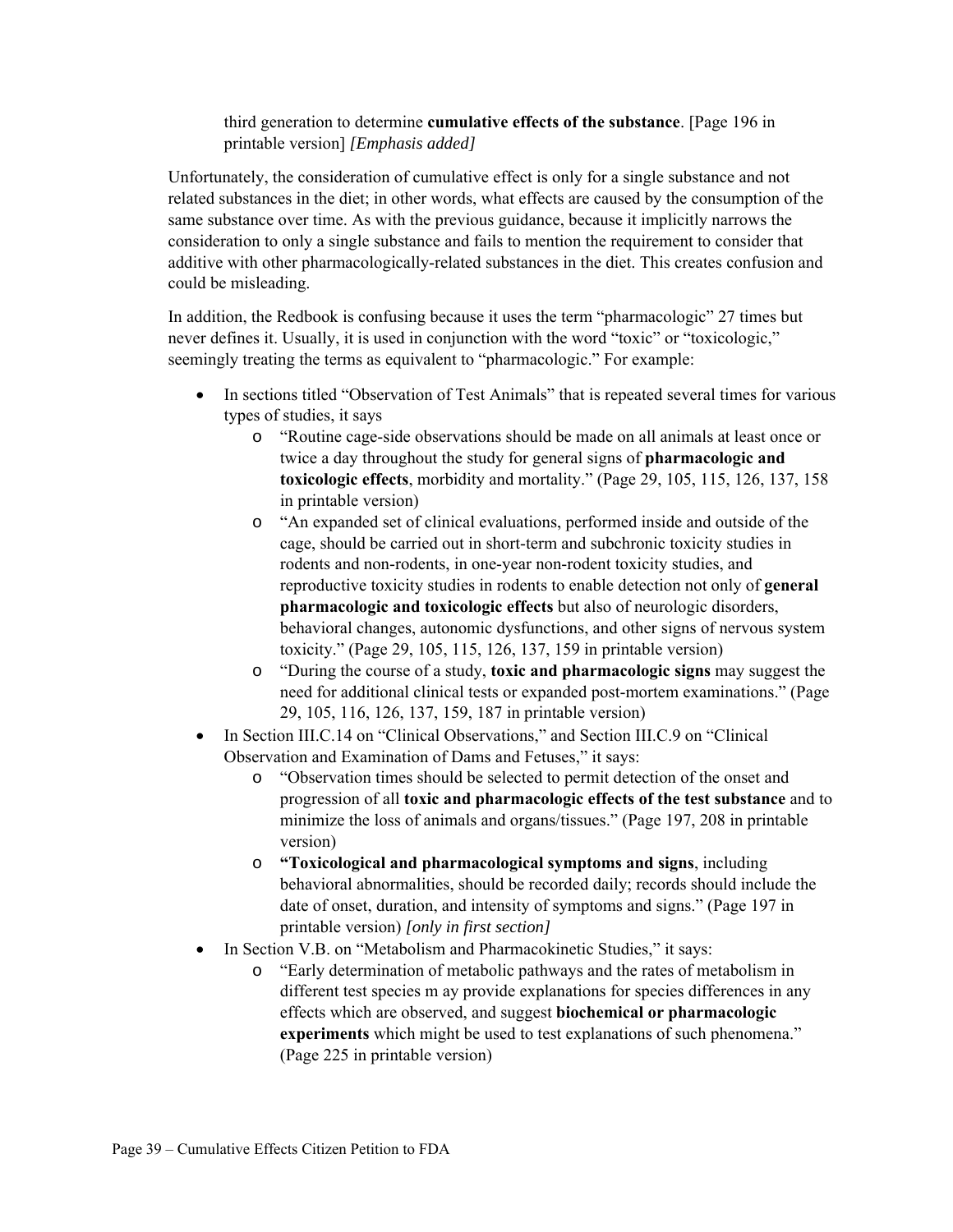> third generation to determine **cumulative effects of the substance**. [Page 196 in printable version] *[Emphasis added]*

Unfortunately, the consideration of cumulative effect is only for a single substance and not related substances in the diet; in other words, what effects are caused by the consumption of the same substance over time. As with the previous guidance, because it implicitly narrows the consideration to only a single substance and fails to mention the requirement to consider that additive with other pharmacologically-related substances in the diet. This creates confusion and could be misleading.

In addition, the Redbook is confusing because it uses the term "pharmacologic" 27 times but never defines it. Usually, it is used in conjunction with the word "toxic" or "toxicologic," seemingly treating the terms as equivalent to "pharmacologic." For example:

- In sections titled "Observation of Test Animals" that is repeated several times for various types of studies, it says
  - "Routine cage-side observations should be made on all animals at least once or twice a day throughout the study for general signs of **pharmacologic and toxicologic effects**, morbidity and mortality." (Page 29, 105, 115, 126, 137, 158 in printable version)
  - "An expanded set of clinical evaluations, performed inside and outside of the cage, should be carried out in short-term and subchronic toxicity studies in rodents and non-rodents, in one-year non-rodent toxicity studies, and reproductive toxicity studies in rodents to enable detection not only of **general pharmacologic and toxicologic effects** but also of neurologic disorders, behavioral changes, autonomic dysfunctions, and other signs of nervous system toxicity." (Page 29, 105, 115, 126, 137, 159 in printable version)
  - "During the course of a study, **toxic and pharmacologic signs** may suggest the need for additional clinical tests or expanded post-mortem examinations." (Page 29, 105, 116, 126, 137, 159, 187 in printable version)
- In Section III.C.14 on "Clinical Observations," and Section III.C.9 on "Clinical Observation and Examination of Dams and Fetuses," it says:
  - "Observation times should be selected to permit detection of the onset and progression of all **toxic and pharmacologic effects of the test substance** and to minimize the loss of animals and organs/tissues." (Page 197, 208 in printable version)
  - **"Toxicological and pharmacological symptoms and signs**, including behavioral abnormalities, should be recorded daily; records should include the date of onset, duration, and intensity of symptoms and signs." (Page 197 in printable version) *[only in first section]*
- In Section V.B. on "Metabolism and Pharmacokinetic Studies," it says:
  - "Early determination of metabolic pathways and the rates of metabolism in different test species m ay provide explanations for species differences in any effects which are observed, and suggest **biochemical or pharmacologic experiments** which might be used to test explanations of such phenomena." (Page 225 in printable version)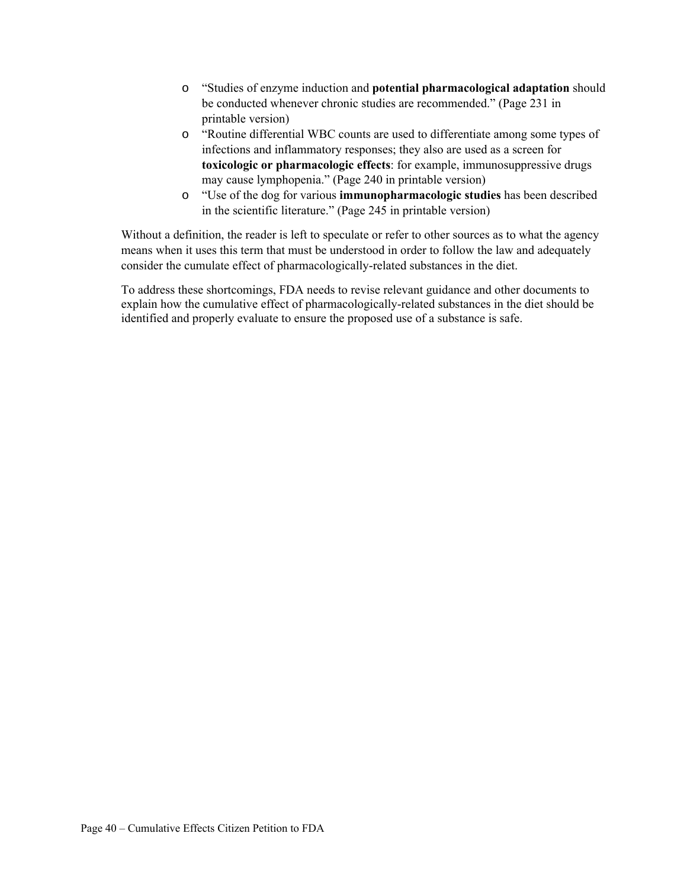- “Studies of enzyme induction and **potential pharmacological adaptation** should be conducted whenever chronic studies are recommended.” (Page 231 in printable version)
- “Routine differential WBC counts are used to differentiate among some types of infections and inflammatory responses; they also are used as a screen for **toxicologic or pharmacologic effects**: for example, immunosuppressive drugs may cause lymphopenia.” (Page 240 in printable version)
- “Use of the dog for various **immunopharmacologic studies** has been described in the scientific literature.” (Page 245 in printable version)

Without a definition, the reader is left to speculate or refer to other sources as to what the agency means when it uses this term that must be understood in order to follow the law and adequately consider the cumulate effect of pharmacologically-related substances in the diet.

To address these shortcomings, FDA needs to revise relevant guidance and other documents to explain how the cumulative effect of pharmacologically-related substances in the diet should be identified and properly evaluate to ensure the proposed use of a substance is safe.